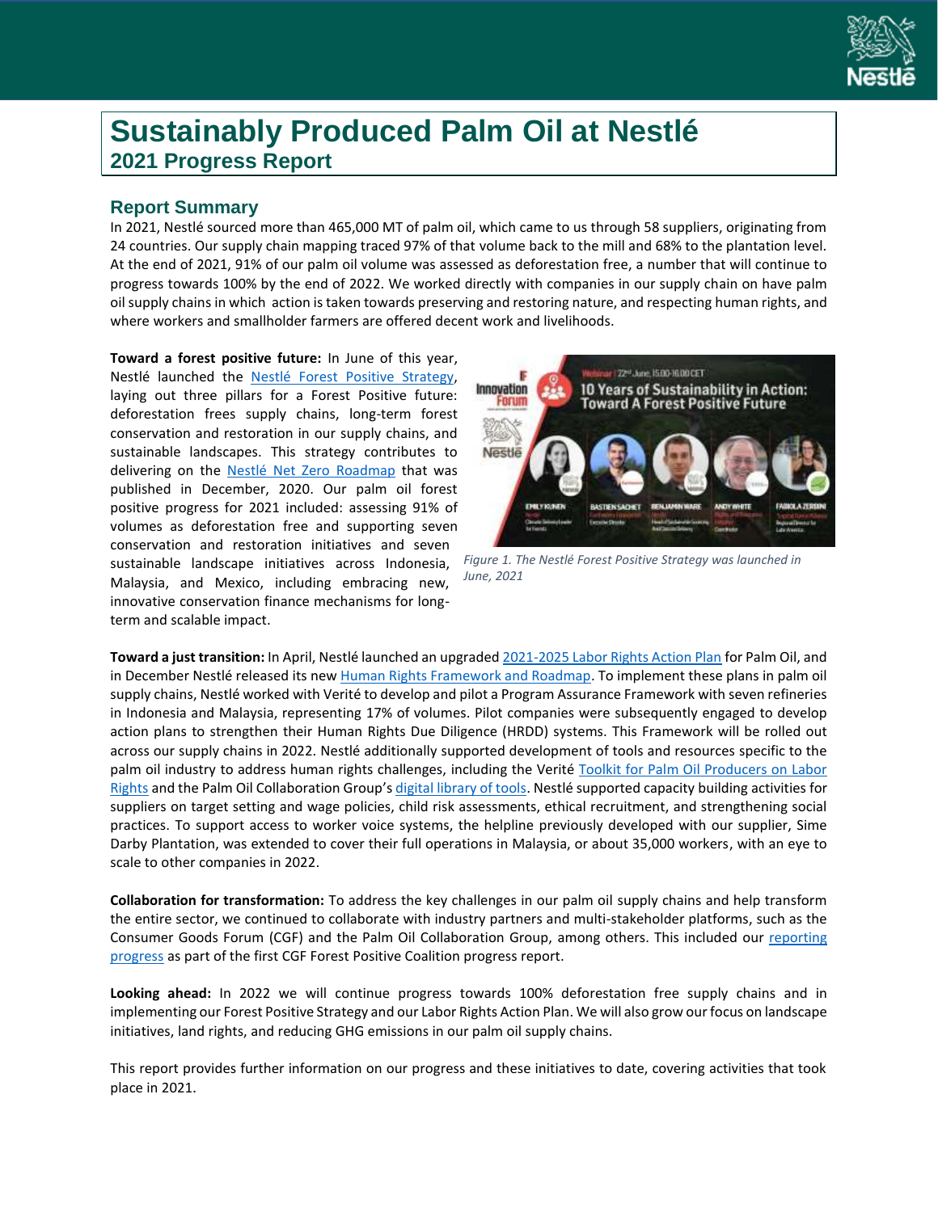# Sustainably Produced Palm Oil at Nestlé

## 2021 Progress Report

### Report Summary

In 2021, Nestlé sourced more than 465,000 MT of palm oil, which came to us through 58 suppliers, originating from 24 countries. Our supply chain mapping traced 97% of that volume back to the mill and 68% to the plantation level. At the end of 2021, 91% of our palm oil volume was assessed as deforestation free, a number that will continue to progress towards 100% by the end of 2022. We worked directly with companies in our supply chain on have palm oil supply chains in which action is taken towards preserving and restoring nature, and respecting human rights, and where workers and smallholder farmers are offered decent work and livelihoods.

**Toward a forest positive future:** In June of this year, Nestlé launched the Nestlé Forest Positive Strategy, laying out three pillars for a Forest Positive future: deforestation frees supply chains, long-term forest conservation and restoration in our supply chains, and sustainable landscapes. This strategy contributes to delivering on the Nestlé Net Zero Roadmap that was published in December, 2020. Our palm oil forest positive progress for 2021 included: assessing 91% of volumes as deforestation free and supporting seven conservation and restoration initiatives and seven sustainable landscape initiatives across Indonesia, Malaysia, and Mexico, including embracing new, innovative conservation finance mechanisms for long-term and scalable impact.

*Figure 1. The Nestlé Forest Positive Strategy was launched in June, 2021*

**Toward a just transition:** In April, Nestlé launched an upgraded 2021-2025 Labor Rights Action Plan for Palm Oil, and in December Nestlé released its new Human Rights Framework and Roadmap. To implement these plans in palm oil supply chains, Nestlé worked with Verité to develop and pilot a Program Assurance Framework with seven refineries in Indonesia and Malaysia, representing 17% of volumes. Pilot companies were subsequently engaged to develop action plans to strengthen their Human Rights Due Diligence (HRDD) systems. This Framework will be rolled out across our supply chains in 2022. Nestlé additionally supported development of tools and resources specific to the palm oil industry to address human rights challenges, including the Verité Toolkit for Palm Oil Producers on Labor Rights and the Palm Oil Collaboration Group's digital library of tools. Nestlé supported capacity building activities for suppliers on target setting and wage policies, child risk assessments, ethical recruitment, and strengthening social practices. To support access to worker voice systems, the helpline previously developed with our supplier, Sime Darby Plantation, was extended to cover their full operations in Malaysia, or about 35,000 workers, with an eye to scale to other companies in 2022.

**Collaboration for transformation:** To address the key challenges in our palm oil supply chains and help transform the entire sector, we continued to collaborate with industry partners and multi-stakeholder platforms, such as the Consumer Goods Forum (CGF) and the Palm Oil Collaboration Group, among others. This included our reporting progress as part of the first CGF Forest Positive Coalition progress report.

**Looking ahead:** In 2022 we will continue progress towards 100% deforestation free supply chains and in implementing our Forest Positive Strategy and our Labor Rights Action Plan. We will also grow our focus on landscape initiatives, land rights, and reducing GHG emissions in our palm oil supply chains.

This report provides further information on our progress and these initiatives to date, covering activities that took place in 2021.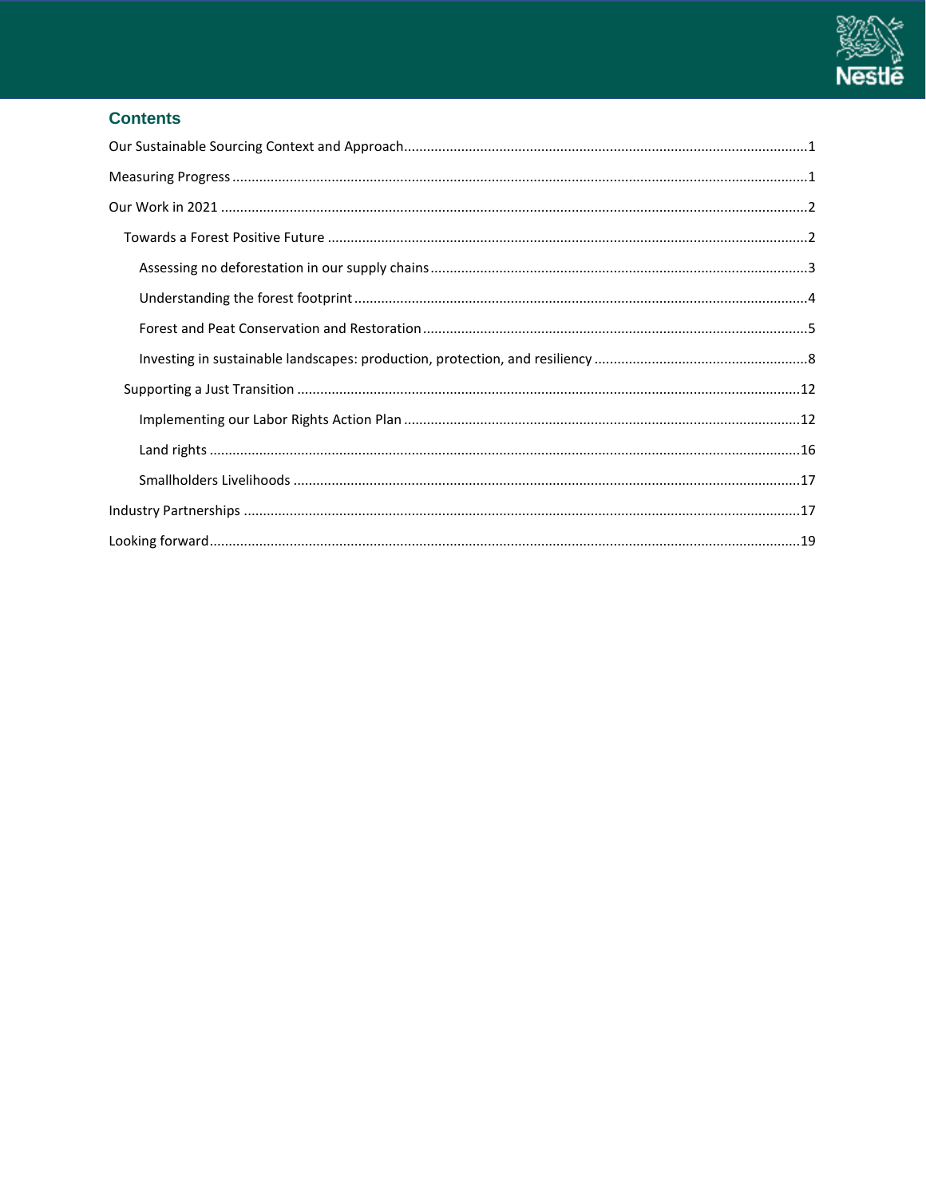## Contents

- Our Sustainable Sourcing Context and Approach ..... 1
- Measuring Progress ..... 1
- Our Work in 2021 ..... 2
  - Towards a Forest Positive Future ..... 2
    - Assessing no deforestation in our supply chains ..... 3
    - Understanding the forest footprint ..... 4
    - Forest and Peat Conservation and Restoration ..... 5
    - Investing in sustainable landscapes: production, protection, and resiliency ..... 8
  - Supporting a Just Transition ..... 12
    - Implementing our Labor Rights Action Plan ..... 12
    - Land rights ..... 16
    - Smallholders Livelihoods ..... 17
- Industry Partnerships ..... 17
- Looking forward ..... 19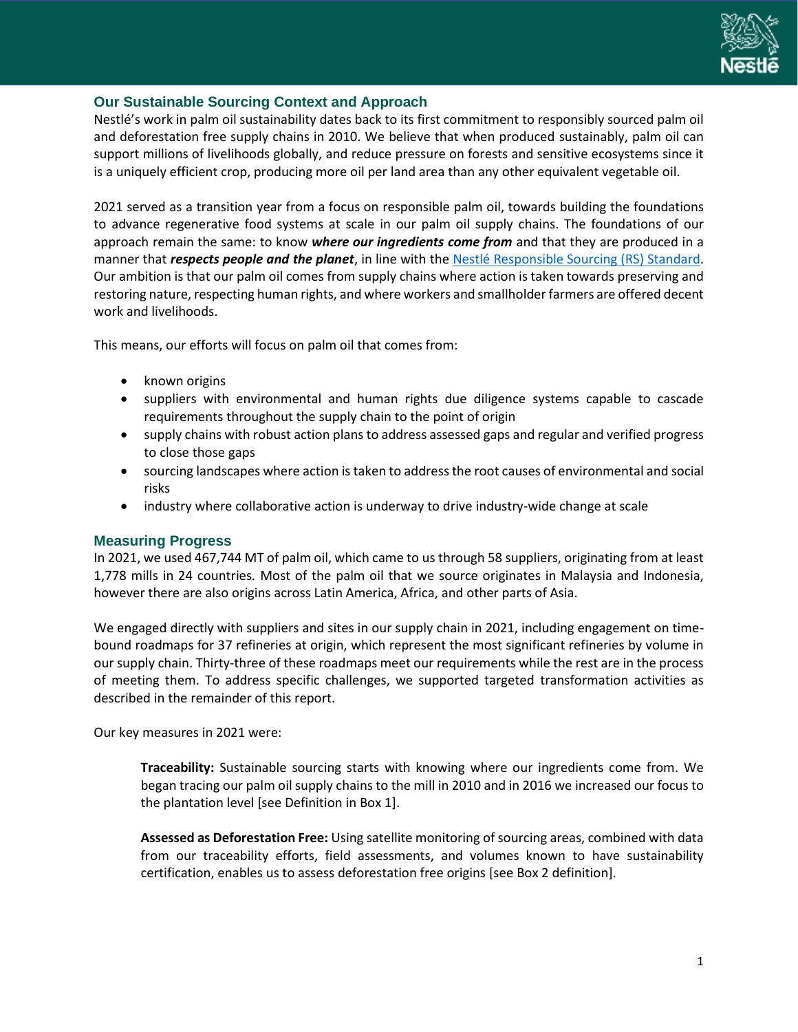## Our Sustainable Sourcing Context and Approach

Nestlé's work in palm oil sustainability dates back to its first commitment to responsibly sourced palm oil and deforestation free supply chains in 2010. We believe that when produced sustainably, palm oil can support millions of livelihoods globally, and reduce pressure on forests and sensitive ecosystems since it is a uniquely efficient crop, producing more oil per land area than any other equivalent vegetable oil.

2021 served as a transition year from a focus on responsible palm oil, towards building the foundations to advance regenerative food systems at scale in our palm oil supply chains. The foundations of our approach remain the same: to know ***where our ingredients come from*** and that they are produced in a manner that ***respects people and the planet***, in line with the [Nestlé Responsible Sourcing (RS) Standard](). Our ambition is that our palm oil comes from supply chains where action is taken towards preserving and restoring nature, respecting human rights, and where workers and smallholder farmers are offered decent work and livelihoods.

This means, our efforts will focus on palm oil that comes from:

- known origins
- suppliers with environmental and human rights due diligence systems capable to cascade requirements throughout the supply chain to the point of origin
- supply chains with robust action plans to address assessed gaps and regular and verified progress to close those gaps
- sourcing landscapes where action is taken to address the root causes of environmental and social risks
- industry where collaborative action is underway to drive industry-wide change at scale

## Measuring Progress

In 2021, we used 467,744 MT of palm oil, which came to us through 58 suppliers, originating from at least 1,778 mills in 24 countries. Most of the palm oil that we source originates in Malaysia and Indonesia, however there are also origins across Latin America, Africa, and other parts of Asia.

We engaged directly with suppliers and sites in our supply chain in 2021, including engagement on time-bound roadmaps for 37 refineries at origin, which represent the most significant refineries by volume in our supply chain. Thirty-three of these roadmaps meet our requirements while the rest are in the process of meeting them. To address specific challenges, we supported targeted transformation activities as described in the remainder of this report.

Our key measures in 2021 were:

**Traceability:** Sustainable sourcing starts with knowing where our ingredients come from. We began tracing our palm oil supply chains to the mill in 2010 and in 2016 we increased our focus to the plantation level [see Definition in Box 1].

**Assessed as Deforestation Free:** Using satellite monitoring of sourcing areas, combined with data from our traceability efforts, field assessments, and volumes known to have sustainability certification, enables us to assess deforestation free origins [see Box 2 definition].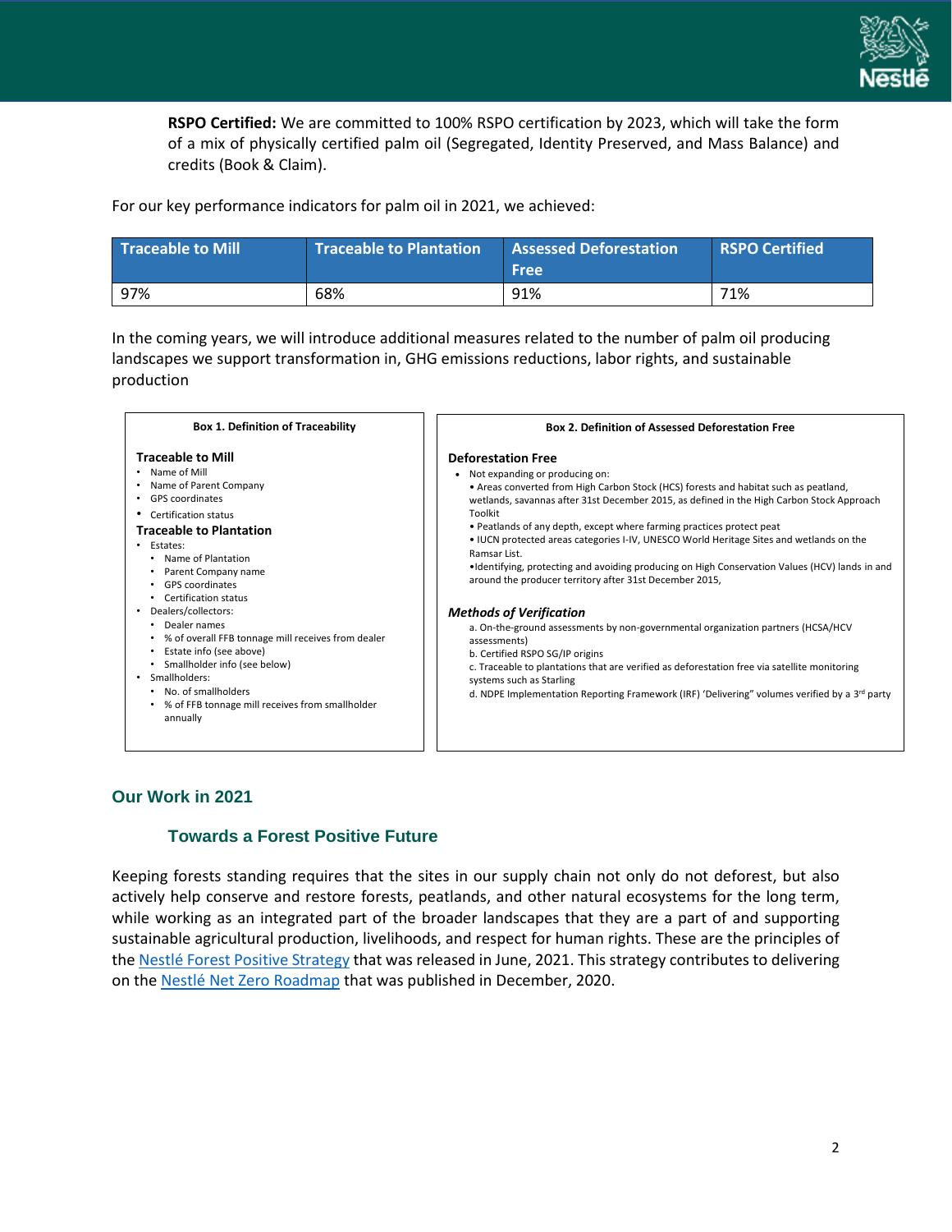**RSPO Certified:** We are committed to 100% RSPO certification by 2023, which will take the form of a mix of physically certified palm oil (Segregated, Identity Preserved, and Mass Balance) and credits (Book & Claim).

For our key performance indicators for palm oil in 2021, we achieved:

| Traceable to Mill | Traceable to Plantation | Assessed Deforestation Free | RSPO Certified |
|---|---|---|---|
| 97% | 68% | 91% | 71% |

In the coming years, we will introduce additional measures related to the number of palm oil producing landscapes we support transformation in, GHG emissions reductions, labor rights, and sustainable production

**Box 1. Definition of Traceability**

**Traceable to Mill**

- Name of Mill
- Name of Parent Company
- GPS coordinates
- Certification status

**Traceable to Plantation**

- Estates:
  - Name of Plantation
  - Parent Company name
  - GPS coordinates
  - Certification status
- Dealers/collectors:
  - Dealer names
  - % of overall FFB tonnage mill receives from dealer
  - Estate info (see above)
  - Smallholder info (see below)
- Smallholders:
  - No. of smallholders
  - % of FFB tonnage mill receives from smallholder annually

**Box 2. Definition of Assessed Deforestation Free**

**Deforestation Free**

- Not expanding or producing on:
  - Areas converted from High Carbon Stock (HCS) forests and habitat such as peatland, wetlands, savannas after 31st December 2015, as defined in the High Carbon Stock Approach Toolkit
  - Peatlands of any depth, except where farming practices protect peat
  - IUCN protected areas categories I-IV, UNESCO World Heritage Sites and wetlands on the Ramsar List.
  - Identifying, protecting and avoiding producing on High Conservation Values (HCV) lands in and around the producer territory after 31st December 2015,

***Methods of Verification***

a. On-the-ground assessments by non-governmental organization partners (HCSA/HCV assessments)
b. Certified RSPO SG/IP origins
c. Traceable to plantations that are verified as deforestation free via satellite monitoring systems such as Starling
d. NDPE Implementation Reporting Framework (IRF) 'Delivering" volumes verified by a 3rd party

## Our Work in 2021

### Towards a Forest Positive Future

Keeping forests standing requires that the sites in our supply chain not only do not deforest, but also actively help conserve and restore forests, peatlands, and other natural ecosystems for the long term, while working as an integrated part of the broader landscapes that they are a part of and supporting sustainable agricultural production, livelihoods, and respect for human rights. These are the principles of the Nestlé Forest Positive Strategy that was released in June, 2021. This strategy contributes to delivering on the Nestlé Net Zero Roadmap that was published in December, 2020.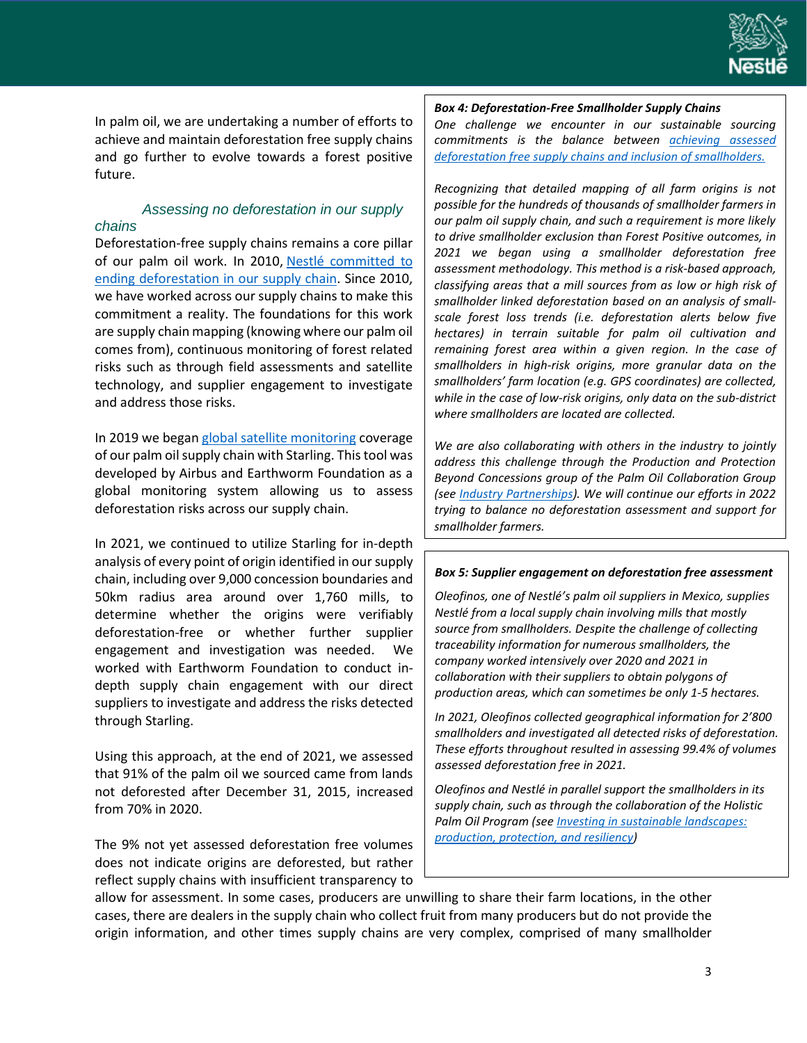In palm oil, we are undertaking a number of efforts to achieve and maintain deforestation free supply chains and go further to evolve towards a forest positive future.

### Assessing no deforestation in our supply chains

Deforestation-free supply chains remains a core pillar of our palm oil work. In 2010, Nestlé committed to ending deforestation in our supply chain. Since 2010, we have worked across our supply chains to make this commitment a reality. The foundations for this work are supply chain mapping (knowing where our palm oil comes from), continuous monitoring of forest related risks such as through field assessments and satellite technology, and supplier engagement to investigate and address those risks.

In 2019 we began global satellite monitoring coverage of our palm oil supply chain with Starling. This tool was developed by Airbus and Earthworm Foundation as a global monitoring system allowing us to assess deforestation risks across our supply chain.

In 2021, we continued to utilize Starling for in-depth analysis of every point of origin identified in our supply chain, including over 9,000 concession boundaries and 50km radius area around over 1,760 mills, to determine whether the origins were verifiably deforestation-free or whether further supplier engagement and investigation was needed. We worked with Earthworm Foundation to conduct in-depth supply chain engagement with our direct suppliers to investigate and address the risks detected through Starling.

Using this approach, at the end of 2021, we assessed that 91% of the palm oil we sourced came from lands not deforested after December 31, 2015, increased from 70% in 2020.

The 9% not yet assessed deforestation free volumes does not indicate origins are deforested, but rather reflect supply chains with insufficient transparency to allow for assessment. In some cases, producers are unwilling to share their farm locations, in the other cases, there are dealers in the supply chain who collect fruit from many producers but do not provide the origin information, and other times supply chains are very complex, comprised of many smallholder

---

**Box 4: Deforestation-Free Smallholder Supply Chains**

*One challenge we encounter in our sustainable sourcing commitments is the balance between achieving assessed deforestation free supply chains and inclusion of smallholders.*

*Recognizing that detailed mapping of all farm origins is not possible for the hundreds of thousands of smallholder farmers in our palm oil supply chain, and such a requirement is more likely to drive smallholder exclusion than Forest Positive outcomes, in 2021 we began using a smallholder deforestation free assessment methodology. This method is a risk-based approach, classifying areas that a mill sources from as low or high risk of smallholder linked deforestation based on an analysis of small-scale forest loss trends (i.e. deforestation alerts below five hectares) in terrain suitable for palm oil cultivation and remaining forest area within a given region. In the case of smallholders in high-risk origins, more granular data on the smallholders' farm location (e.g. GPS coordinates) are collected, while in the case of low-risk origins, only data on the sub-district where smallholders are located are collected.*

*We are also collaborating with others in the industry to jointly address this challenge through the Production and Protection Beyond Concessions group of the Palm Oil Collaboration Group (see Industry Partnerships). We will continue our efforts in 2022 trying to balance no deforestation assessment and support for smallholder farmers.*

---

**Box 5: Supplier engagement on deforestation free assessment**

*Oleofinos, one of Nestlé's palm oil suppliers in Mexico, supplies Nestlé from a local supply chain involving mills that mostly source from smallholders. Despite the challenge of collecting traceability information for numerous smallholders, the company worked intensively over 2020 and 2021 in collaboration with their suppliers to obtain polygons of production areas, which can sometimes be only 1-5 hectares.*

*In 2021, Oleofinos collected geographical information for 2'800 smallholders and investigated all detected risks of deforestation. These efforts throughout resulted in assessing 99.4% of volumes assessed deforestation free in 2021.*

*Oleofinos and Nestlé in parallel support the smallholders in its supply chain, such as through the collaboration of the Holistic Palm Oil Program (see Investing in sustainable landscapes: production, protection, and resiliency)*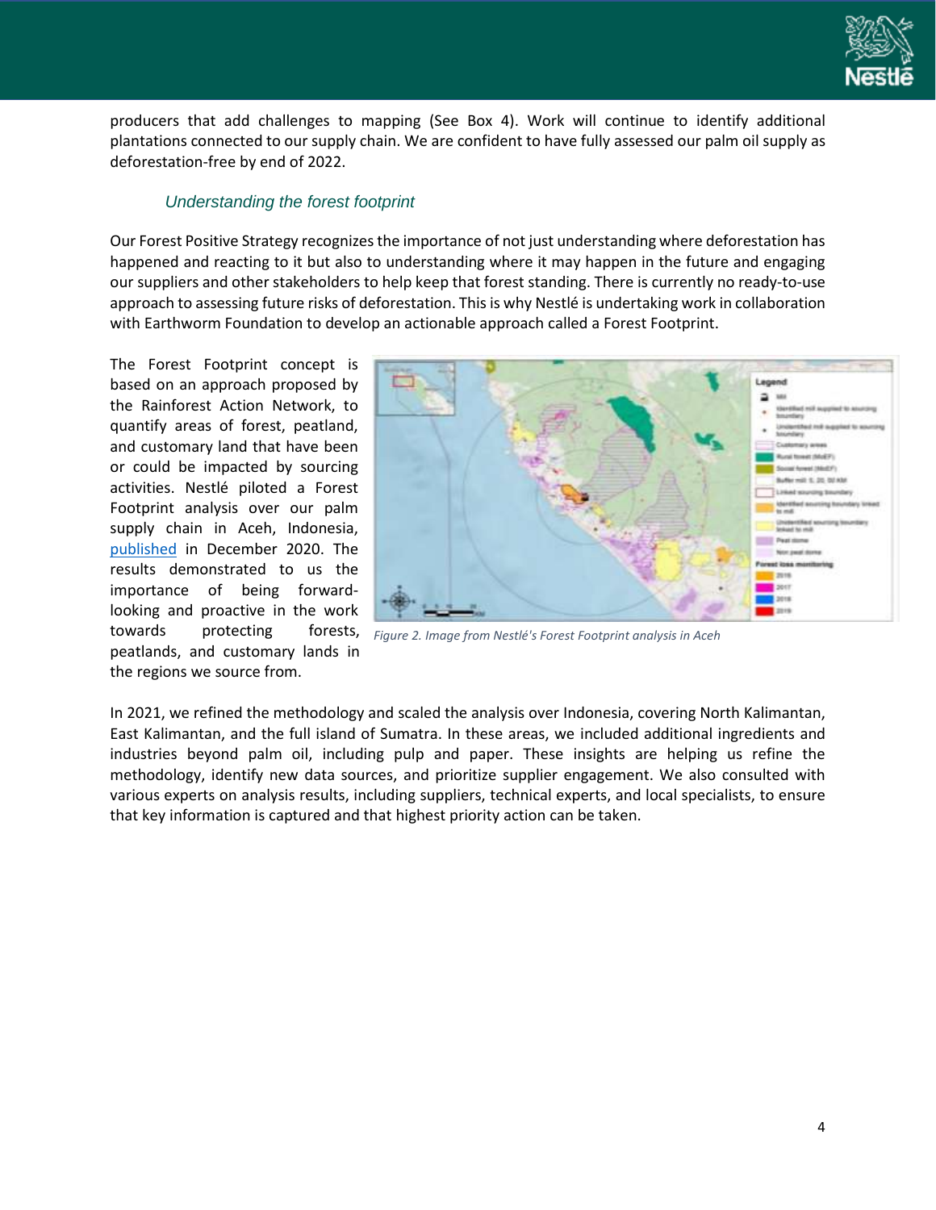producers that add challenges to mapping (See Box 4). Work will continue to identify additional plantations connected to our supply chain. We are confident to have fully assessed our palm oil supply as deforestation-free by end of 2022.

### *Understanding the forest footprint*

Our Forest Positive Strategy recognizes the importance of not just understanding where deforestation has happened and reacting to it but also to understanding where it may happen in the future and engaging our suppliers and other stakeholders to help keep that forest standing. There is currently no ready-to-use approach to assessing future risks of deforestation. This is why Nestlé is undertaking work in collaboration with Earthworm Foundation to develop an actionable approach called a Forest Footprint.

The Forest Footprint concept is based on an approach proposed by the Rainforest Action Network, to quantify areas of forest, peatland, and customary land that have been or could be impacted by sourcing activities. Nestlé piloted a Forest Footprint analysis over our palm supply chain in Aceh, Indonesia, [published](#) in December 2020. The results demonstrated to us the importance of being forward-looking and proactive in the work towards protecting forests, peatlands, and customary lands in the regions we source from.

*Figure 2. Image from Nestlé's Forest Footprint analysis in Aceh*

In 2021, we refined the methodology and scaled the analysis over Indonesia, covering North Kalimantan, East Kalimantan, and the full island of Sumatra. In these areas, we included additional ingredients and industries beyond palm oil, including pulp and paper. These insights are helping us refine the methodology, identify new data sources, and prioritize supplier engagement. We also consulted with various experts on analysis results, including suppliers, technical experts, and local specialists, to ensure that key information is captured and that highest priority action can be taken.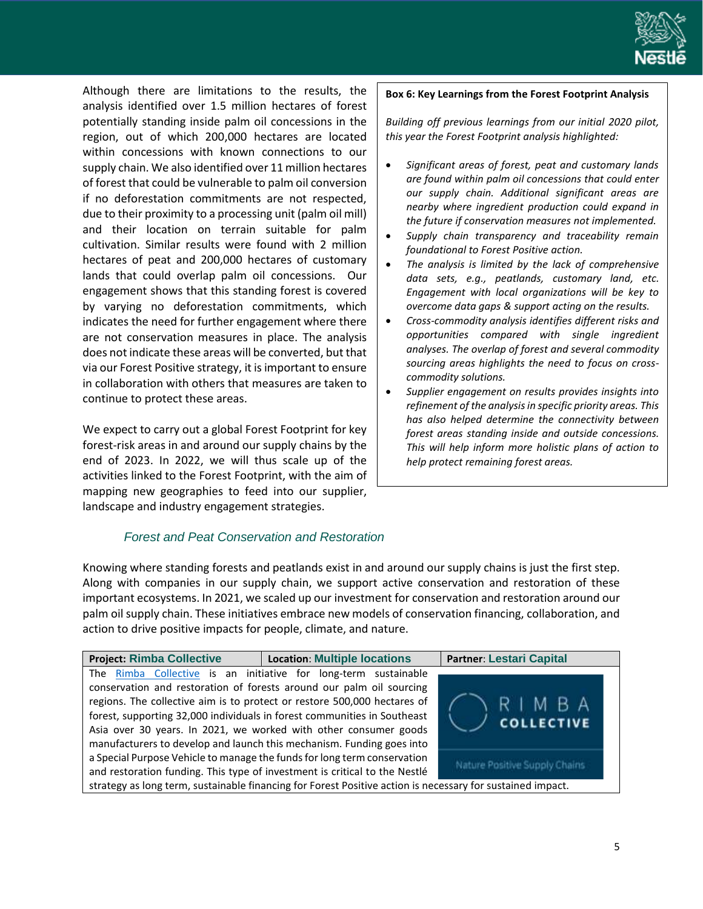Although there are limitations to the results, the analysis identified over 1.5 million hectares of forest potentially standing inside palm oil concessions in the region, out of which 200,000 hectares are located within concessions with known connections to our supply chain. We also identified over 11 million hectares of forest that could be vulnerable to palm oil conversion if no deforestation commitments are not respected, due to their proximity to a processing unit (palm oil mill) and their location on terrain suitable for palm cultivation. Similar results were found with 2 million hectares of peat and 200,000 hectares of customary lands that could overlap palm oil concessions. Our engagement shows that this standing forest is covered by varying no deforestation commitments, which indicates the need for further engagement where there are not conservation measures in place. The analysis does not indicate these areas will be converted, but that via our Forest Positive strategy, it is important to ensure in collaboration with others that measures are taken to continue to protect these areas.

We expect to carry out a global Forest Footprint for key forest-risk areas in and around our supply chains by the end of 2023. In 2022, we will thus scale up of the activities linked to the Forest Footprint, with the aim of mapping new geographies to feed into our supplier, landscape and industry engagement strategies.

> **Box 6: Key Learnings from the Forest Footprint Analysis**
>
> *Building off previous learnings from our initial 2020 pilot, this year the Forest Footprint analysis highlighted:*
>
> - *Significant areas of forest, peat and customary lands are found within palm oil concessions that could enter our supply chain. Additional significant areas are nearby where ingredient production could expand in the future if conservation measures not implemented.*
> - *Supply chain transparency and traceability remain foundational to Forest Positive action.*
> - *The analysis is limited by the lack of comprehensive data sets, e.g., peatlands, customary land, etc. Engagement with local organizations will be key to overcome data gaps & support acting on the results.*
> - *Cross-commodity analysis identifies different risks and opportunities compared with single ingredient analyses. The overlap of forest and several commodity sourcing areas highlights the need to focus on cross-commodity solutions.*
> - *Supplier engagement on results provides insights into refinement of the analysis in specific priority areas. This has also helped determine the connectivity between forest areas standing inside and outside concessions. This will help inform more holistic plans of action to help protect remaining forest areas.*

### *Forest and Peat Conservation and Restoration*

Knowing where standing forests and peatlands exist in and around our supply chains is just the first step. Along with companies in our supply chain, we support active conservation and restoration of these important ecosystems. In 2021, we scaled up our investment for conservation and restoration around our palm oil supply chain. These initiatives embrace new models of conservation financing, collaboration, and action to drive positive impacts for people, climate, and nature.

| **Project: Rimba Collective** | **Location: Multiple locations** | **Partner: Lestari Capital** |
|---|---|---|
| The Rimba Collective is an initiative for long-term sustainable conservation and restoration of forests around our palm oil sourcing regions. The collective aim is to protect or restore 500,000 hectares of forest, supporting 32,000 individuals in forest communities in Southeast Asia over 30 years. In 2021, we worked with other consumer goods manufacturers to develop and launch this mechanism. Funding goes into a Special Purpose Vehicle to manage the funds for long term conservation and restoration funding. This type of investment is critical to the Nestlé strategy as long term, sustainable financing for Forest Positive action is necessary for sustained impact. | | RIMBA COLLECTIVE – Nature Positive Supply Chains |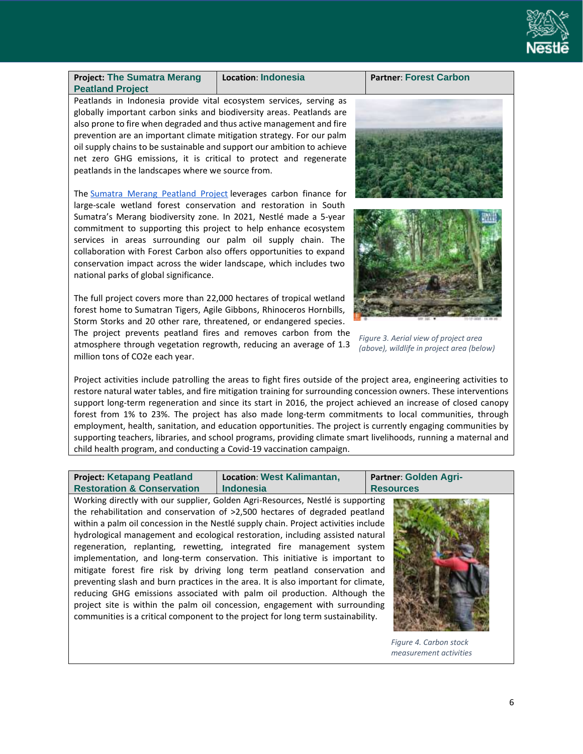| **Project: The Sumatra Merang Peatland Project** | **Location: Indonesia** | **Partner: Forest Carbon** |
| --- | --- | --- |

Peatlands in Indonesia provide vital ecosystem services, serving as globally important carbon sinks and biodiversity areas. Peatlands are also prone to fire when degraded and thus active management and fire prevention are an important climate mitigation strategy. For our palm oil supply chains to be sustainable and support our ambition to achieve net zero GHG emissions, it is critical to protect and regenerate peatlands in the landscapes where we source from.

The Sumatra Merang Peatland Project leverages carbon finance for large-scale wetland forest conservation and restoration in South Sumatra's Merang biodiversity zone. In 2021, Nestlé made a 5-year commitment to supporting this project to help enhance ecosystem services in areas surrounding our palm oil supply chain. The collaboration with Forest Carbon also offers opportunities to expand conservation impact across the wider landscape, which includes two national parks of global significance.

The full project covers more than 22,000 hectares of tropical wetland forest home to Sumatran Tigers, Agile Gibbons, Rhinoceros Hornbills, Storm Storks and 20 other rare, threatened, or endangered species. The project prevents peatland fires and removes carbon from the atmosphere through vegetation regrowth, reducing an average of 1.3 million tons of CO2e each year.

*Figure 3. Aerial view of project area (above), wildlife in project area (below)*

Project activities include patrolling the areas to fight fires outside of the project area, engineering activities to restore natural water tables, and fire mitigation training for surrounding concession owners. These interventions support long-term regeneration and since its start in 2016, the project achieved an increase of closed canopy forest from 1% to 23%. The project has also made long-term commitments to local communities, through employment, health, sanitation, and education opportunities. The project is currently engaging communities by supporting teachers, libraries, and school programs, providing climate smart livelihoods, running a maternal and child health program, and conducting a Covid-19 vaccination campaign.

| **Project: Ketapang Peatland Restoration & Conservation** | **Location: West Kalimantan, Indonesia** | **Partner: Golden Agri-Resources** |
| --- | --- | --- |

Working directly with our supplier, Golden Agri-Resources, Nestlé is supporting the rehabilitation and conservation of >2,500 hectares of degraded peatland within a palm oil concession in the Nestlé supply chain. Project activities include hydrological management and ecological restoration, including assisted natural regeneration, replanting, rewetting, integrated fire management system implementation, and long-term conservation. This initiative is important to mitigate forest fire risk by driving long term peatland conservation and preventing slash and burn practices in the area. It is also important for climate, reducing GHG emissions associated with palm oil production. Although the project site is within the palm oil concession, engagement with surrounding communities is a critical component to the project for long term sustainability.

*Figure 4. Carbon stock measurement activities*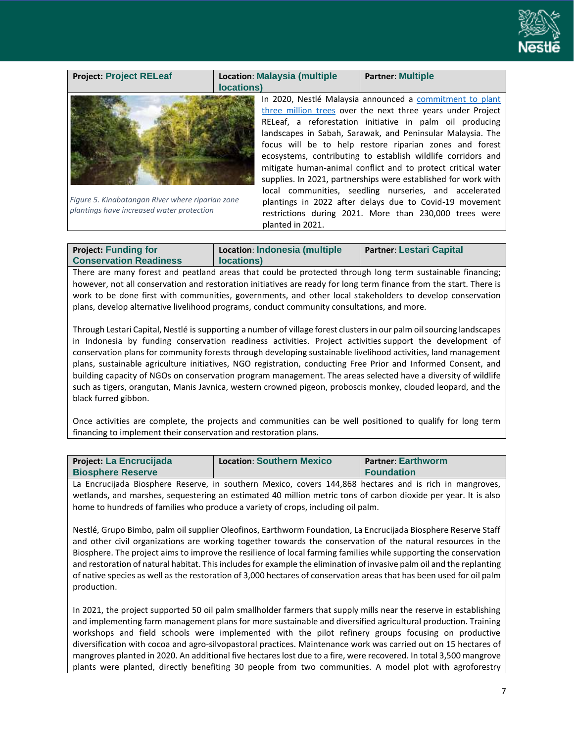| **Project:** Project RELeaf | **Location**: Malaysia (multiple locations) | **Partner**: Multiple |
|---|---|---|

*Figure 5. Kinabatangan River where riparian zone plantings have increased water protection*

In 2020, Nestlé Malaysia announced a commitment to plant three million trees over the next three years under Project RELeaf, a reforestation initiative in palm oil producing landscapes in Sabah, Sarawak, and Peninsular Malaysia. The focus will be to help restore riparian zones and forest ecosystems, contributing to establish wildlife corridors and mitigate human-animal conflict and to protect critical water supplies. In 2021, partnerships were established for work with local communities, seedling nurseries, and accelerated plantings in 2022 after delays due to Covid-19 movement restrictions during 2021. More than 230,000 trees were planted in 2021.

| **Project:** Funding for Conservation Readiness | **Location**: Indonesia (multiple locations) | **Partner**: Lestari Capital |
|---|---|---|

There are many forest and peatland areas that could be protected through long term sustainable financing; however, not all conservation and restoration initiatives are ready for long term finance from the start. There is work to be done first with communities, governments, and other local stakeholders to develop conservation plans, develop alternative livelihood programs, conduct community consultations, and more.

Through Lestari Capital, Nestlé is supporting a number of village forest clusters in our palm oil sourcing landscapes in Indonesia by funding conservation readiness activities. Project activities support the development of conservation plans for community forests through developing sustainable livelihood activities, land management plans, sustainable agriculture initiatives, NGO registration, conducting Free Prior and Informed Consent, and building capacity of NGOs on conservation program management. The areas selected have a diversity of wildlife such as tigers, orangutan, Manis Javnica, western crowned pigeon, proboscis monkey, clouded leopard, and the black furred gibbon.

Once activities are complete, the projects and communities can be well positioned to qualify for long term financing to implement their conservation and restoration plans.

| **Project:** La Encrucijada Biosphere Reserve | **Location**: Southern Mexico | **Partner**: Earthworm Foundation |
|---|---|---|

La Encrucijada Biosphere Reserve, in southern Mexico, covers 144,868 hectares and is rich in mangroves, wetlands, and marshes, sequestering an estimated 40 million metric tons of carbon dioxide per year. It is also home to hundreds of families who produce a variety of crops, including oil palm.

Nestlé, Grupo Bimbo, palm oil supplier Oleofinos, Earthworm Foundation, La Encrucijada Biosphere Reserve Staff and other civil organizations are working together towards the conservation of the natural resources in the Biosphere. The project aims to improve the resilience of local farming families while supporting the conservation and restoration of natural habitat. This includes for example the elimination of invasive palm oil and the replanting of native species as well as the restoration of 3,000 hectares of conservation areas that has been used for oil palm production.

In 2021, the project supported 50 oil palm smallholder farmers that supply mills near the reserve in establishing and implementing farm management plans for more sustainable and diversified agricultural production. Training workshops and field schools were implemented with the pilot refinery groups focusing on productive diversification with cocoa and agro-silvopastoral practices. Maintenance work was carried out on 15 hectares of mangroves planted in 2020. An additional five hectares lost due to a fire, were recovered. In total 3,500 mangrove plants were planted, directly benefiting 30 people from two communities. A model plot with agroforestry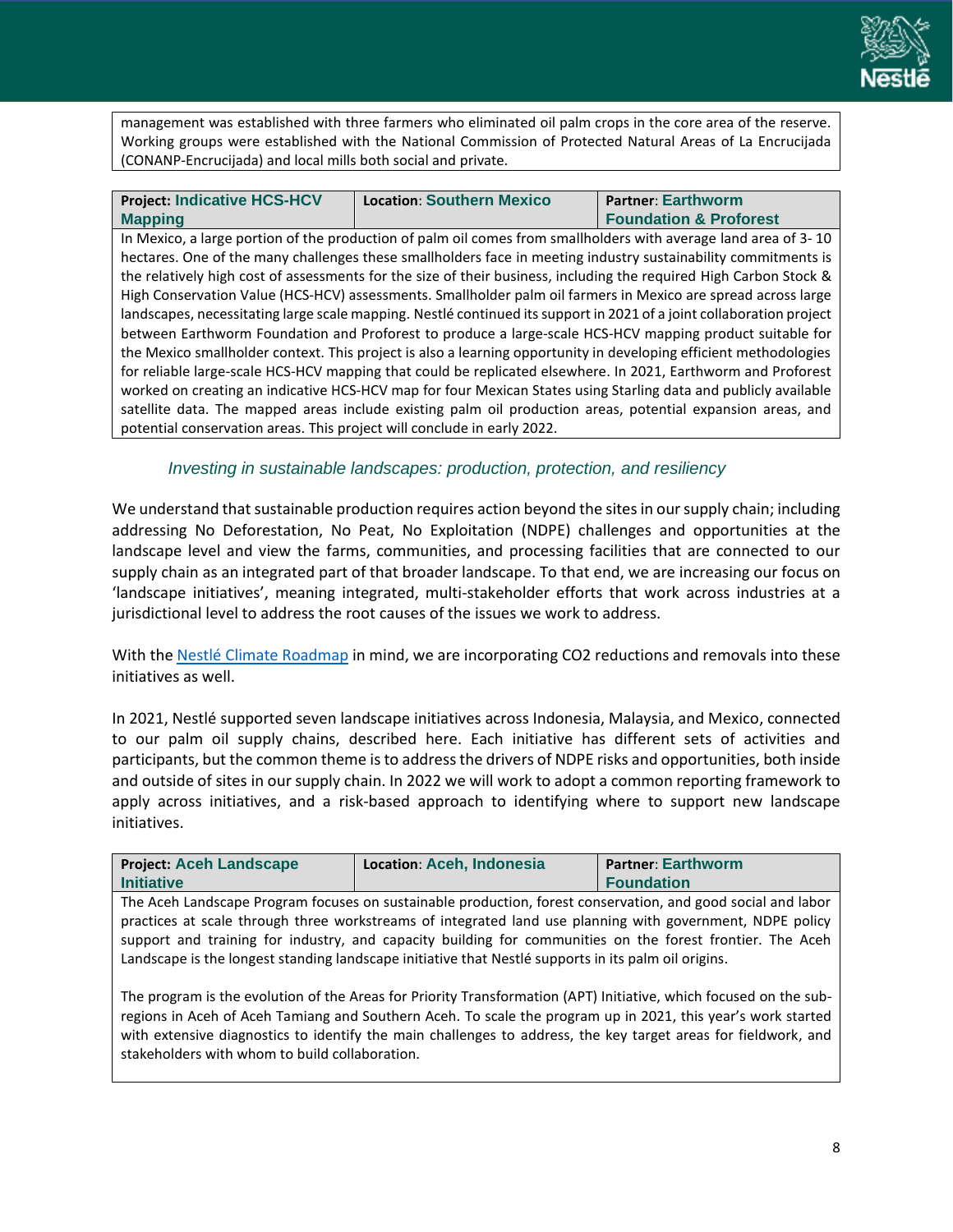management was established with three farmers who eliminated oil palm crops in the core area of the reserve. Working groups were established with the National Commission of Protected Natural Areas of La Encrucijada (CONANP-Encrucijada) and local mills both social and private.

| **Project:** Indicative HCS-HCV Mapping | **Location**: Southern Mexico | **Partner**: Earthworm Foundation & Proforest |
|---|---|---|
| In Mexico, a large portion of the production of palm oil comes from smallholders with average land area of 3- 10 hectares. One of the many challenges these smallholders face in meeting industry sustainability commitments is the relatively high cost of assessments for the size of their business, including the required High Carbon Stock & High Conservation Value (HCS-HCV) assessments. Smallholder palm oil farmers in Mexico are spread across large landscapes, necessitating large scale mapping. Nestlé continued its support in 2021 of a joint collaboration project between Earthworm Foundation and Proforest to produce a large-scale HCS-HCV mapping product suitable for the Mexico smallholder context. This project is also a learning opportunity in developing efficient methodologies for reliable large-scale HCS-HCV mapping that could be replicated elsewhere. In 2021, Earthworm and Proforest worked on creating an indicative HCS-HCV map for four Mexican States using Starling data and publicly available satellite data. The mapped areas include existing palm oil production areas, potential expansion areas, and potential conservation areas. This project will conclude in early 2022. | | |

### *Investing in sustainable landscapes: production, protection, and resiliency*

We understand that sustainable production requires action beyond the sites in our supply chain; including addressing No Deforestation, No Peat, No Exploitation (NDPE) challenges and opportunities at the landscape level and view the farms, communities, and processing facilities that are connected to our supply chain as an integrated part of that broader landscape. To that end, we are increasing our focus on 'landscape initiatives', meaning integrated, multi-stakeholder efforts that work across industries at a jurisdictional level to address the root causes of the issues we work to address.

With the Nestlé Climate Roadmap in mind, we are incorporating CO2 reductions and removals into these initiatives as well.

In 2021, Nestlé supported seven landscape initiatives across Indonesia, Malaysia, and Mexico, connected to our palm oil supply chains, described here. Each initiative has different sets of activities and participants, but the common theme is to address the drivers of NDPE risks and opportunities, both inside and outside of sites in our supply chain. In 2022 we will work to adopt a common reporting framework to apply across initiatives, and a risk-based approach to identifying where to support new landscape initiatives.

| **Project:** Aceh Landscape Initiative | **Location**: Aceh, Indonesia | **Partner**: Earthworm Foundation |
|---|---|---|
| The Aceh Landscape Program focuses on sustainable production, forest conservation, and good social and labor practices at scale through three workstreams of integrated land use planning with government, NDPE policy support and training for industry, and capacity building for communities on the forest frontier. The Aceh Landscape is the longest standing landscape initiative that Nestlé supports in its palm oil origins.<br><br>The program is the evolution of the Areas for Priority Transformation (APT) Initiative, which focused on the sub-regions in Aceh of Aceh Tamiang and Southern Aceh. To scale the program up in 2021, this year's work started with extensive diagnostics to identify the main challenges to address, the key target areas for fieldwork, and stakeholders with whom to build collaboration. | | |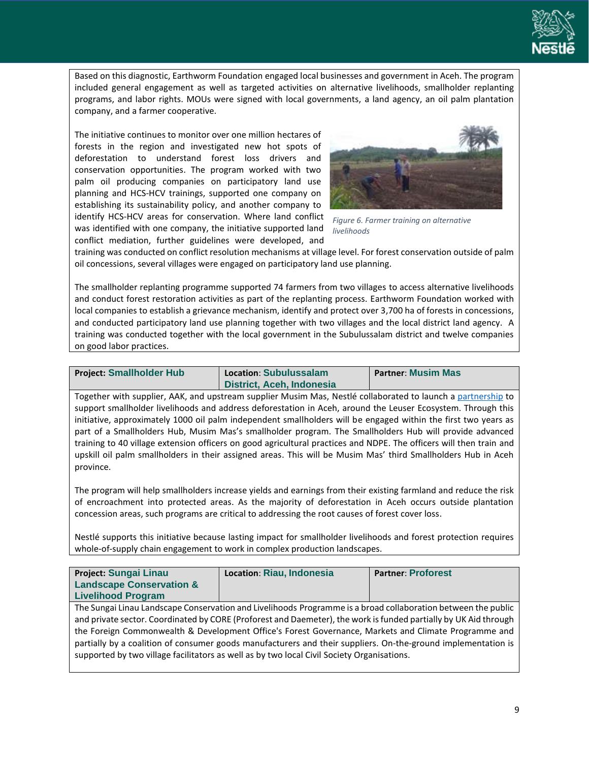Based on this diagnostic, Earthworm Foundation engaged local businesses and government in Aceh. The program included general engagement as well as targeted activities on alternative livelihoods, smallholder replanting programs, and labor rights. MOUs were signed with local governments, a land agency, an oil palm plantation company, and a farmer cooperative.

The initiative continues to monitor over one million hectares of forests in the region and investigated new hot spots of deforestation to understand forest loss drivers and conservation opportunities. The program worked with two palm oil producing companies on participatory land use planning and HCS-HCV trainings, supported one company on establishing its sustainability policy, and another company to identify HCS-HCV areas for conservation. Where land conflict was identified with one company, the initiative supported land conflict mediation, further guidelines were developed, and training was conducted on conflict resolution mechanisms at village level. For forest conservation outside of palm oil concessions, several villages were engaged on participatory land use planning.

*Figure 6. Farmer training on alternative livelihoods*

The smallholder replanting programme supported 74 farmers from two villages to access alternative livelihoods and conduct forest restoration activities as part of the replanting process. Earthworm Foundation worked with local companies to establish a grievance mechanism, identify and protect over 3,700 ha of forests in concessions, and conducted participatory land use planning together with two villages and the local district land agency. A training was conducted together with the local government in the Subulussalam district and twelve companies on good labor practices.

| **Project:** Smallholder Hub | **Location**: Subulussalam District, Aceh, Indonesia | **Partner**: Musim Mas |
|---|---|---|

Together with supplier, AAK, and upstream supplier Musim Mas, Nestlé collaborated to launch a partnership to support smallholder livelihoods and address deforestation in Aceh, around the Leuser Ecosystem. Through this initiative, approximately 1000 oil palm independent smallholders will be engaged within the first two years as part of a Smallholders Hub, Musim Mas's smallholder program. The Smallholders Hub will provide advanced training to 40 village extension officers on good agricultural practices and NDPE. The officers will then train and upskill oil palm smallholders in their assigned areas. This will be Musim Mas' third Smallholders Hub in Aceh province.

The program will help smallholders increase yields and earnings from their existing farmland and reduce the risk of encroachment into protected areas. As the majority of deforestation in Aceh occurs outside plantation concession areas, such programs are critical to addressing the root causes of forest cover loss.

Nestlé supports this initiative because lasting impact for smallholder livelihoods and forest protection requires whole-of-supply chain engagement to work in complex production landscapes.

| **Project:** Sungai Linau Landscape Conservation & Livelihood Program | **Location**: Riau, Indonesia | **Partner**: Proforest |
|---|---|---|

The Sungai Linau Landscape Conservation and Livelihoods Programme is a broad collaboration between the public and private sector. Coordinated by CORE (Proforest and Daemeter), the work is funded partially by UK Aid through the Foreign Commonwealth & Development Office's Forest Governance, Markets and Climate Programme and partially by a coalition of consumer goods manufacturers and their suppliers. On-the-ground implementation is supported by two village facilitators as well as by two local Civil Society Organisations.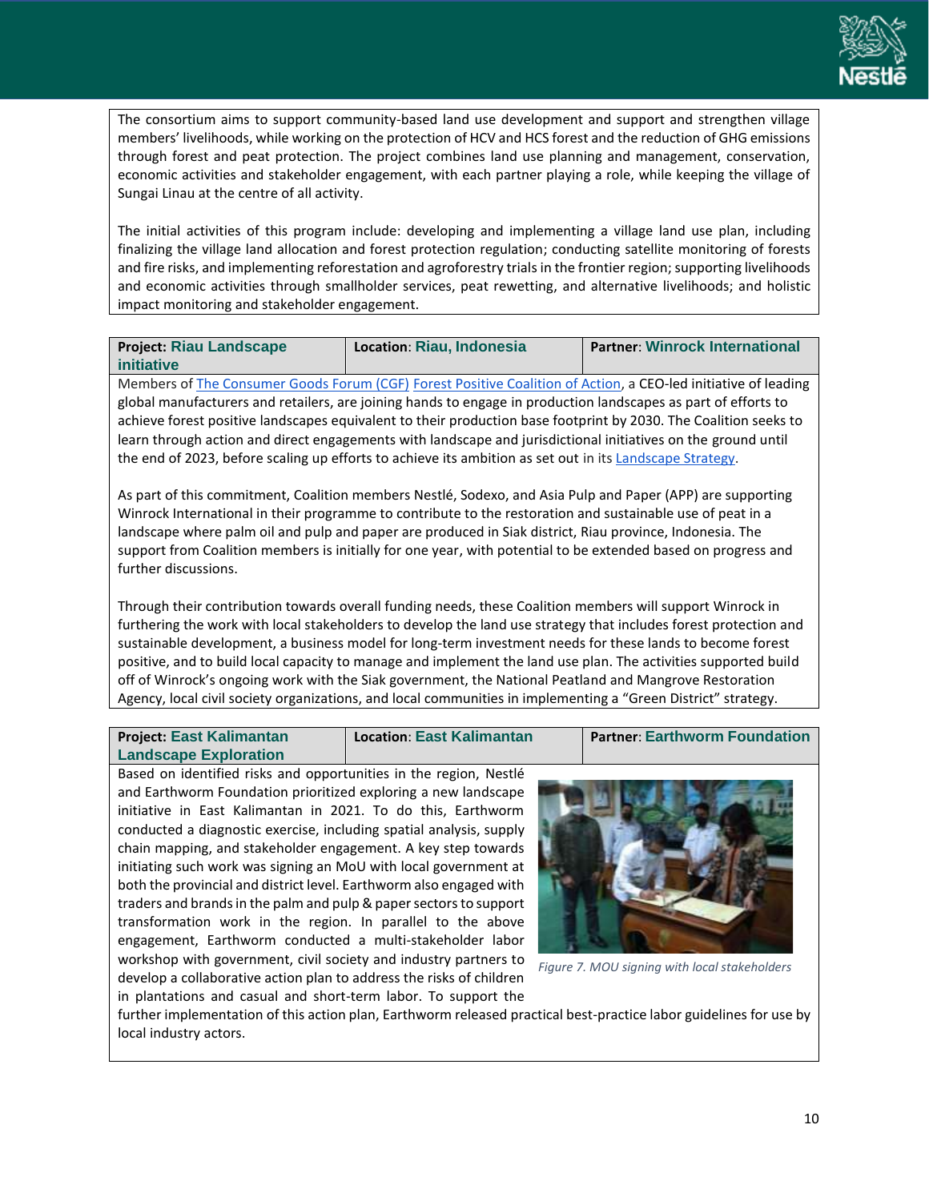The consortium aims to support community-based land use development and support and strengthen village members' livelihoods, while working on the protection of HCV and HCS forest and the reduction of GHG emissions through forest and peat protection. The project combines land use planning and management, conservation, economic activities and stakeholder engagement, with each partner playing a role, while keeping the village of Sungai Linau at the centre of all activity.

The initial activities of this program include: developing and implementing a village land use plan, including finalizing the village land allocation and forest protection regulation; conducting satellite monitoring of forests and fire risks, and implementing reforestation and agroforestry trials in the frontier region; supporting livelihoods and economic activities through smallholder services, peat rewetting, and alternative livelihoods; and holistic impact monitoring and stakeholder engagement.

| Project: **Riau Landscape initiative** | Location: **Riau, Indonesia** | Partner: **Winrock International** |
|---|---|---|

Members of The Consumer Goods Forum (CGF) Forest Positive Coalition of Action, a CEO-led initiative of leading global manufacturers and retailers, are joining hands to engage in production landscapes as part of efforts to achieve forest positive landscapes equivalent to their production base footprint by 2030. The Coalition seeks to learn through action and direct engagements with landscape and jurisdictional initiatives on the ground until the end of 2023, before scaling up efforts to achieve its ambition as set out in its Landscape Strategy.

As part of this commitment, Coalition members Nestlé, Sodexo, and Asia Pulp and Paper (APP) are supporting Winrock International in their programme to contribute to the restoration and sustainable use of peat in a landscape where palm oil and pulp and paper are produced in Siak district, Riau province, Indonesia. The support from Coalition members is initially for one year, with potential to be extended based on progress and further discussions.

Through their contribution towards overall funding needs, these Coalition members will support Winrock in furthering the work with local stakeholders to develop the land use strategy that includes forest protection and sustainable development, a business model for long-term investment needs for these lands to become forest positive, and to build local capacity to manage and implement the land use plan. The activities supported build off of Winrock's ongoing work with the Siak government, the National Peatland and Mangrove Restoration Agency, local civil society organizations, and local communities in implementing a "Green District" strategy.

| Project: **East Kalimantan Landscape Exploration** | Location: **East Kalimantan** | Partner: **Earthworm Foundation** |
|---|---|---|

Based on identified risks and opportunities in the region, Nestlé and Earthworm Foundation prioritized exploring a new landscape initiative in East Kalimantan in 2021. To do this, Earthworm conducted a diagnostic exercise, including spatial analysis, supply chain mapping, and stakeholder engagement. A key step towards initiating such work was signing an MoU with local government at both the provincial and district level. Earthworm also engaged with traders and brands in the palm and pulp & paper sectors to support transformation work in the region. In parallel to the above engagement, Earthworm conducted a multi-stakeholder labor workshop with government, civil society and industry partners to develop a collaborative action plan to address the risks of children in plantations and casual and short-term labor. To support the further implementation of this action plan, Earthworm released practical best-practice labor guidelines for use by local industry actors.

*Figure 7. MOU signing with local stakeholders*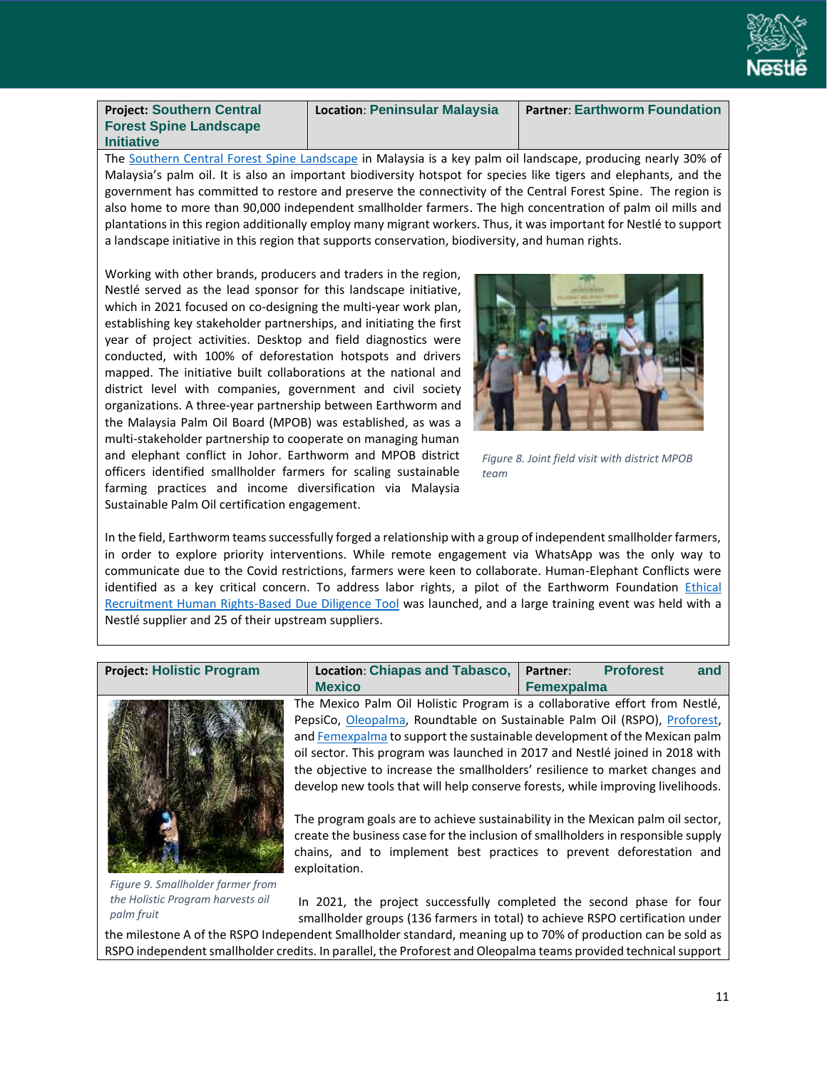| Project: Southern Central Forest Spine Landscape Initiative | Location: Peninsular Malaysia | Partner: Earthworm Foundation |
| --- | --- | --- |

The Southern Central Forest Spine Landscape in Malaysia is a key palm oil landscape, producing nearly 30% of Malaysia's palm oil. It is also an important biodiversity hotspot for species like tigers and elephants, and the government has committed to restore and preserve the connectivity of the Central Forest Spine. The region is also home to more than 90,000 independent smallholder farmers. The high concentration of palm oil mills and plantations in this region additionally employ many migrant workers. Thus, it was important for Nestlé to support a landscape initiative in this region that supports conservation, biodiversity, and human rights.

Working with other brands, producers and traders in the region, Nestlé served as the lead sponsor for this landscape initiative, which in 2021 focused on co-designing the multi-year work plan, establishing key stakeholder partnerships, and initiating the first year of project activities. Desktop and field diagnostics were conducted, with 100% of deforestation hotspots and drivers mapped. The initiative built collaborations at the national and district level with companies, government and civil society organizations. A three-year partnership between Earthworm and the Malaysia Palm Oil Board (MPOB) was established, as was a multi-stakeholder partnership to cooperate on managing human and elephant conflict in Johor. Earthworm and MPOB district officers identified smallholder farmers for scaling sustainable farming practices and income diversification via Malaysia Sustainable Palm Oil certification engagement.

*Figure 8. Joint field visit with district MPOB team*

In the field, Earthworm teams successfully forged a relationship with a group of independent smallholder farmers, in order to explore priority interventions. While remote engagement via WhatsApp was the only way to communicate due to the Covid restrictions, farmers were keen to collaborate. Human-Elephant Conflicts were identified as a key critical concern. To address labor rights, a pilot of the Earthworm Foundation Ethical Recruitment Human Rights-Based Due Diligence Tool was launched, and a large training event was held with a Nestlé supplier and 25 of their upstream suppliers.

| Project: Holistic Program | Location: Chiapas and Tabasco, Mexico | Partner: Proforest and Femexpalma |
| --- | --- | --- |

The Mexico Palm Oil Holistic Program is a collaborative effort from Nestlé, PepsiCo, Oleopalma, Roundtable on Sustainable Palm Oil (RSPO), Proforest, and Femexpalma to support the sustainable development of the Mexican palm oil sector. This program was launched in 2017 and Nestlé joined in 2018 with the objective to increase the smallholders' resilience to market changes and develop new tools that will help conserve forests, while improving livelihoods.

The program goals are to achieve sustainability in the Mexican palm oil sector, create the business case for the inclusion of smallholders in responsible supply chains, and to implement best practices to prevent deforestation and exploitation.

*Figure 9. Smallholder farmer from the Holistic Program harvests oil palm fruit*

In 2021, the project successfully completed the second phase for four smallholder groups (136 farmers in total) to achieve RSPO certification under the milestone A of the RSPO Independent Smallholder standard, meaning up to 70% of production can be sold as RSPO independent smallholder credits. In parallel, the Proforest and Oleopalma teams provided technical support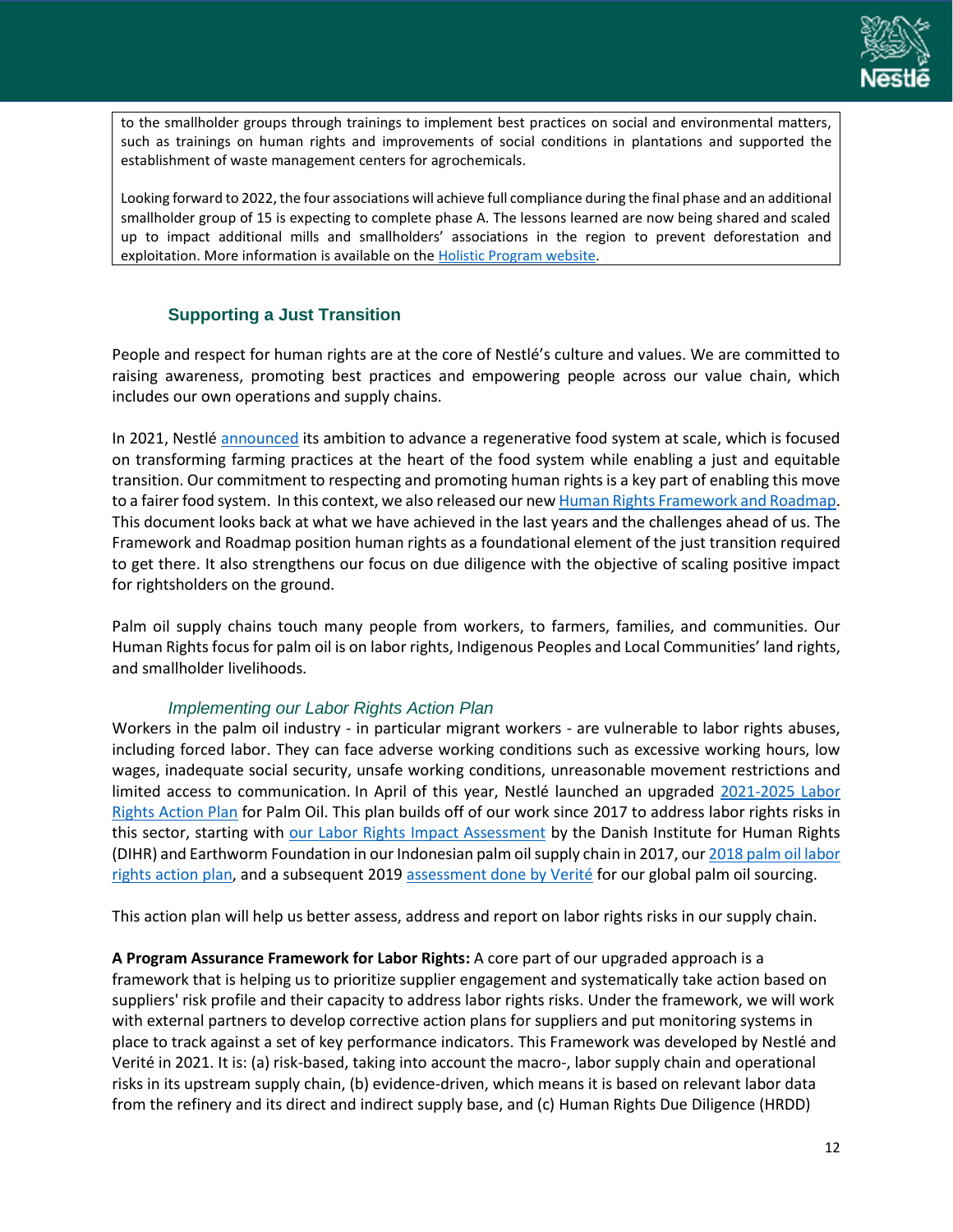to the smallholder groups through trainings to implement best practices on social and environmental matters, such as trainings on human rights and improvements of social conditions in plantations and supported the establishment of waste management centers for agrochemicals.

Looking forward to 2022, the four associations will achieve full compliance during the final phase and an additional smallholder group of 15 is expecting to complete phase A. The lessons learned are now being shared and scaled up to impact additional mills and smallholders' associations in the region to prevent deforestation and exploitation. More information is available on the Holistic Program website.

## Supporting a Just Transition

People and respect for human rights are at the core of Nestlé's culture and values. We are committed to raising awareness, promoting best practices and empowering people across our value chain, which includes our own operations and supply chains.

In 2021, Nestlé announced its ambition to advance a regenerative food system at scale, which is focused on transforming farming practices at the heart of the food system while enabling a just and equitable transition. Our commitment to respecting and promoting human rights is a key part of enabling this move to a fairer food system. In this context, we also released our new Human Rights Framework and Roadmap. This document looks back at what we have achieved in the last years and the challenges ahead of us. The Framework and Roadmap position human rights as a foundational element of the just transition required to get there. It also strengthens our focus on due diligence with the objective of scaling positive impact for rightsholders on the ground.

Palm oil supply chains touch many people from workers, to farmers, families, and communities. Our Human Rights focus for palm oil is on labor rights, Indigenous Peoples and Local Communities' land rights, and smallholder livelihoods.

### *Implementing our Labor Rights Action Plan*

Workers in the palm oil industry - in particular migrant workers - are vulnerable to labor rights abuses, including forced labor. They can face adverse working conditions such as excessive working hours, low wages, inadequate social security, unsafe working conditions, unreasonable movement restrictions and limited access to communication. In April of this year, Nestlé launched an upgraded 2021-2025 Labor Rights Action Plan for Palm Oil. This plan builds off of our work since 2017 to address labor rights risks in this sector, starting with our Labor Rights Impact Assessment by the Danish Institute for Human Rights (DIHR) and Earthworm Foundation in our Indonesian palm oil supply chain in 2017, our 2018 palm oil labor rights action plan, and a subsequent 2019 assessment done by Verité for our global palm oil sourcing.

This action plan will help us better assess, address and report on labor rights risks in our supply chain.

**A Program Assurance Framework for Labor Rights:** A core part of our upgraded approach is a framework that is helping us to prioritize supplier engagement and systematically take action based on suppliers' risk profile and their capacity to address labor rights risks. Under the framework, we will work with external partners to develop corrective action plans for suppliers and put monitoring systems in place to track against a set of key performance indicators. This Framework was developed by Nestlé and Verité in 2021. It is: (a) risk-based, taking into account the macro-, labor supply chain and operational risks in its upstream supply chain, (b) evidence-driven, which means it is based on relevant labor data from the refinery and its direct and indirect supply base, and (c) Human Rights Due Diligence (HRDD)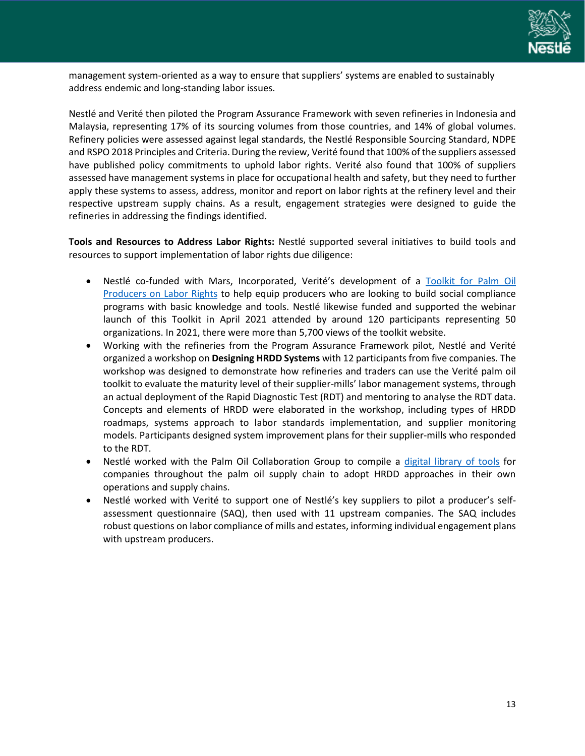management system-oriented as a way to ensure that suppliers' systems are enabled to sustainably address endemic and long-standing labor issues.

Nestlé and Verité then piloted the Program Assurance Framework with seven refineries in Indonesia and Malaysia, representing 17% of its sourcing volumes from those countries, and 14% of global volumes. Refinery policies were assessed against legal standards, the Nestlé Responsible Sourcing Standard, NDPE and RSPO 2018 Principles and Criteria. During the review, Verité found that 100% of the suppliers assessed have published policy commitments to uphold labor rights. Verité also found that 100% of suppliers assessed have management systems in place for occupational health and safety, but they need to further apply these systems to assess, address, monitor and report on labor rights at the refinery level and their respective upstream supply chains. As a result, engagement strategies were designed to guide the refineries in addressing the findings identified.

**Tools and Resources to Address Labor Rights:** Nestlé supported several initiatives to build tools and resources to support implementation of labor rights due diligence:

- Nestlé co-funded with Mars, Incorporated, Verité's development of a Toolkit for Palm Oil Producers on Labor Rights to help equip producers who are looking to build social compliance programs with basic knowledge and tools. Nestlé likewise funded and supported the webinar launch of this Toolkit in April 2021 attended by around 120 participants representing 50 organizations. In 2021, there were more than 5,700 views of the toolkit website.
- Working with the refineries from the Program Assurance Framework pilot, Nestlé and Verité organized a workshop on **Designing HRDD Systems** with 12 participants from five companies. The workshop was designed to demonstrate how refineries and traders can use the Verité palm oil toolkit to evaluate the maturity level of their supplier-mills' labor management systems, through an actual deployment of the Rapid Diagnostic Test (RDT) and mentoring to analyse the RDT data. Concepts and elements of HRDD were elaborated in the workshop, including types of HRDD roadmaps, systems approach to labor standards implementation, and supplier monitoring models. Participants designed system improvement plans for their supplier-mills who responded to the RDT.
- Nestlé worked with the Palm Oil Collaboration Group to compile a digital library of tools for companies throughout the palm oil supply chain to adopt HRDD approaches in their own operations and supply chains.
- Nestlé worked with Verité to support one of Nestlé's key suppliers to pilot a producer's self-assessment questionnaire (SAQ), then used with 11 upstream companies. The SAQ includes robust questions on labor compliance of mills and estates, informing individual engagement plans with upstream producers.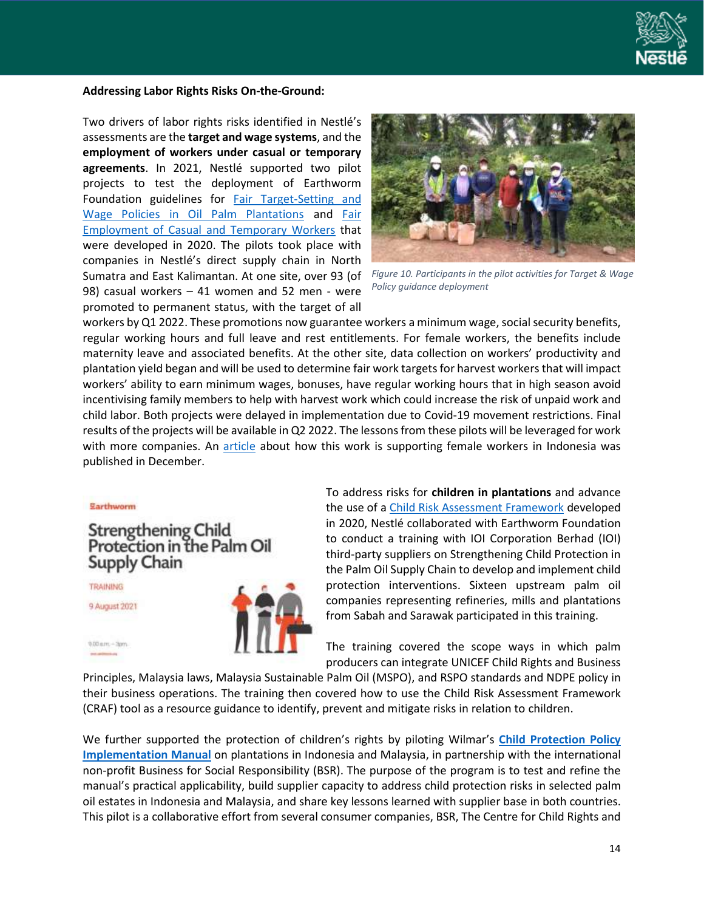**Addressing Labor Rights Risks On-the-Ground:**

Two drivers of labor rights risks identified in Nestlé's assessments are the **target and wage systems**, and the **employment of workers under casual or temporary agreements**. In 2021, Nestlé supported two pilot projects to test the deployment of Earthworm Foundation guidelines for Fair Target-Setting and Wage Policies in Oil Palm Plantations and Fair Employment of Casual and Temporary Workers that were developed in 2020. The pilots took place with companies in Nestlé's direct supply chain in North Sumatra and East Kalimantan. At one site, over 93 (of 98) casual workers – 41 women and 52 men - were promoted to permanent status, with the target of all workers by Q1 2022. These promotions now guarantee workers a minimum wage, social security benefits, regular working hours and full leave and rest entitlements. For female workers, the benefits include maternity leave and associated benefits. At the other site, data collection on workers' productivity and plantation yield began and will be used to determine fair work targets for harvest workers that will impact workers' ability to earn minimum wages, bonuses, have regular working hours that in high season avoid incentivising family members to help with harvest work which could increase the risk of unpaid work and child labor. Both projects were delayed in implementation due to Covid-19 movement restrictions. Final results of the projects will be available in Q2 2022. The lessons from these pilots will be leveraged for work with more companies. An article about how this work is supporting female workers in Indonesia was published in December.

*Figure 10. Participants in the pilot activities for Target & Wage Policy guidance deployment*

To address risks for **children in plantations** and advance the use of a Child Risk Assessment Framework developed in 2020, Nestlé collaborated with Earthworm Foundation to conduct a training with IOI Corporation Berhad (IOI) third-party suppliers on Strengthening Child Protection in the Palm Oil Supply Chain to develop and implement child protection interventions. Sixteen upstream palm oil companies representing refineries, mills and plantations from Sabah and Sarawak participated in this training.

The training covered the scope ways in which palm producers can integrate UNICEF Child Rights and Business Principles, Malaysia laws, Malaysia Sustainable Palm Oil (MSPO), and RSPO standards and NDPE policy in their business operations. The training then covered how to use the Child Risk Assessment Framework (CRAF) tool as a resource guidance to identify, prevent and mitigate risks in relation to children.

We further supported the protection of children's rights by piloting Wilmar's **Child Protection Policy Implementation Manual** on plantations in Indonesia and Malaysia, in partnership with the international non-profit Business for Social Responsibility (BSR). The purpose of the program is to test and refine the manual's practical applicability, build supplier capacity to address child protection risks in selected palm oil estates in Indonesia and Malaysia, and share key lessons learned with supplier base in both countries. This pilot is a collaborative effort from several consumer companies, BSR, The Centre for Child Rights and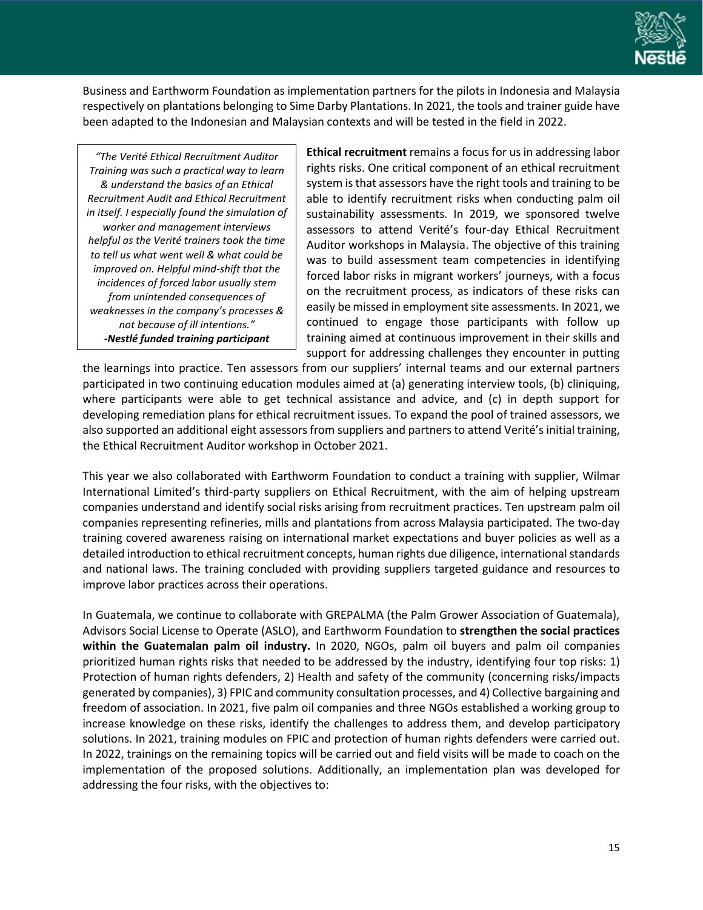Business and Earthworm Foundation as implementation partners for the pilots in Indonesia and Malaysia respectively on plantations belonging to Sime Darby Plantations. In 2021, the tools and trainer guide have been adapted to the Indonesian and Malaysian contexts and will be tested in the field in 2022.

> *"The Verité Ethical Recruitment Auditor Training was such a practical way to learn & understand the basics of an Ethical Recruitment Audit and Ethical Recruitment in itself. I especially found the simulation of worker and management interviews helpful as the Verité trainers took the time to tell us what went well & what could be improved on. Helpful mind-shift that the incidences of forced labor usually stem from unintended consequences of weaknesses in the company's processes & not because of ill intentions."*
> ***-Nestlé funded training participant***

**Ethical recruitment** remains a focus for us in addressing labor rights risks. One critical component of an ethical recruitment system is that assessors have the right tools and training to be able to identify recruitment risks when conducting palm oil sustainability assessments. In 2019, we sponsored twelve assessors to attend Verité's four-day Ethical Recruitment Auditor workshops in Malaysia. The objective of this training was to build assessment team competencies in identifying forced labor risks in migrant workers' journeys, with a focus on the recruitment process, as indicators of these risks can easily be missed in employment site assessments. In 2021, we continued to engage those participants with follow up training aimed at continuous improvement in their skills and support for addressing challenges they encounter in putting the learnings into practice. Ten assessors from our suppliers' internal teams and our external partners participated in two continuing education modules aimed at (a) generating interview tools, (b) cliniquing, where participants were able to get technical assistance and advice, and (c) in depth support for developing remediation plans for ethical recruitment issues. To expand the pool of trained assessors, we also supported an additional eight assessors from suppliers and partners to attend Verité's initial training, the Ethical Recruitment Auditor workshop in October 2021.

This year we also collaborated with Earthworm Foundation to conduct a training with supplier, Wilmar International Limited's third-party suppliers on Ethical Recruitment, with the aim of helping upstream companies understand and identify social risks arising from recruitment practices. Ten upstream palm oil companies representing refineries, mills and plantations from across Malaysia participated. The two-day training covered awareness raising on international market expectations and buyer policies as well as a detailed introduction to ethical recruitment concepts, human rights due diligence, international standards and national laws. The training concluded with providing suppliers targeted guidance and resources to improve labor practices across their operations.

In Guatemala, we continue to collaborate with GREPALMA (the Palm Grower Association of Guatemala), Advisors Social License to Operate (ASLO), and Earthworm Foundation to **strengthen the social practices within the Guatemalan palm oil industry.** In 2020, NGOs, palm oil buyers and palm oil companies prioritized human rights risks that needed to be addressed by the industry, identifying four top risks: 1) Protection of human rights defenders, 2) Health and safety of the community (concerning risks/impacts generated by companies), 3) FPIC and community consultation processes, and 4) Collective bargaining and freedom of association. In 2021, five palm oil companies and three NGOs established a working group to increase knowledge on these risks, identify the challenges to address them, and develop participatory solutions. In 2021, training modules on FPIC and protection of human rights defenders were carried out. In 2022, trainings on the remaining topics will be carried out and field visits will be made to coach on the implementation of the proposed solutions. Additionally, an implementation plan was developed for addressing the four risks, with the objectives to: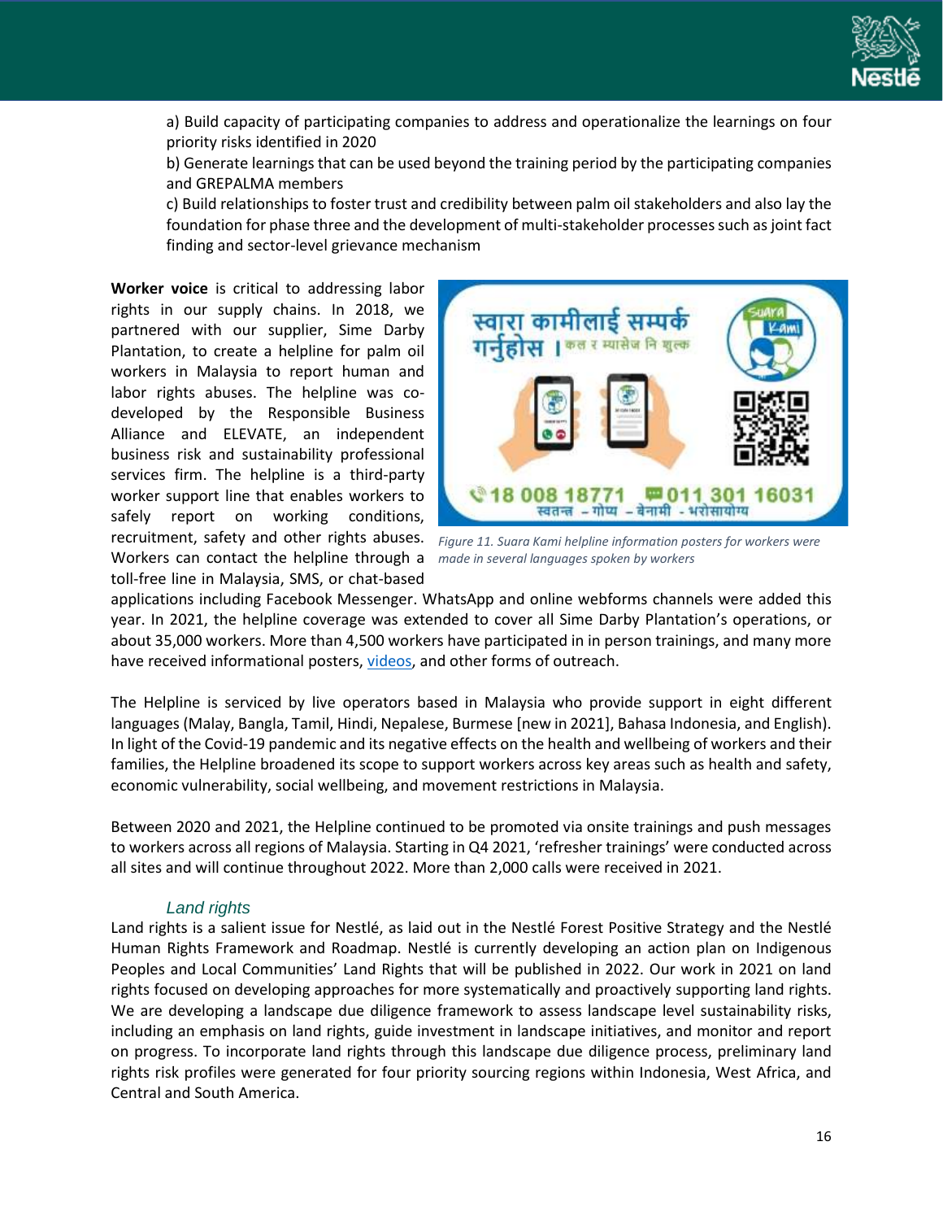a) Build capacity of participating companies to address and operationalize the learnings on four priority risks identified in 2020

b) Generate learnings that can be used beyond the training period by the participating companies and GREPALMA members

c) Build relationships to foster trust and credibility between palm oil stakeholders and also lay the foundation for phase three and the development of multi-stakeholder processes such as joint fact finding and sector-level grievance mechanism

**Worker voice** is critical to addressing labor rights in our supply chains. In 2018, we partnered with our supplier, Sime Darby Plantation, to create a helpline for palm oil workers in Malaysia to report human and labor rights abuses. The helpline was co-developed by the Responsible Business Alliance and ELEVATE, an independent business risk and sustainability professional services firm. The helpline is a third-party worker support line that enables workers to safely report on working conditions, recruitment, safety and other rights abuses. Workers can contact the helpline through a toll-free line in Malaysia, SMS, or chat-based applications including Facebook Messenger. WhatsApp and online webforms channels were added this year. In 2021, the helpline coverage was extended to cover all Sime Darby Plantation's operations, or about 35,000 workers. More than 4,500 workers have participated in in person trainings, and many more have received informational posters, videos, and other forms of outreach.

*Figure 11. Suara Kami helpline information posters for workers were made in several languages spoken by workers*

The Helpline is serviced by live operators based in Malaysia who provide support in eight different languages (Malay, Bangla, Tamil, Hindi, Nepalese, Burmese [new in 2021], Bahasa Indonesia, and English). In light of the Covid-19 pandemic and its negative effects on the health and wellbeing of workers and their families, the Helpline broadened its scope to support workers across key areas such as health and safety, economic vulnerability, social wellbeing, and movement restrictions in Malaysia.

Between 2020 and 2021, the Helpline continued to be promoted via onsite trainings and push messages to workers across all regions of Malaysia. Starting in Q4 2021, 'refresher trainings' were conducted across all sites and will continue throughout 2022. More than 2,000 calls were received in 2021.

### *Land rights*

Land rights is a salient issue for Nestlé, as laid out in the Nestlé Forest Positive Strategy and the Nestlé Human Rights Framework and Roadmap. Nestlé is currently developing an action plan on Indigenous Peoples and Local Communities' Land Rights that will be published in 2022. Our work in 2021 on land rights focused on developing approaches for more systematically and proactively supporting land rights. We are developing a landscape due diligence framework to assess landscape level sustainability risks, including an emphasis on land rights, guide investment in landscape initiatives, and monitor and report on progress. To incorporate land rights through this landscape due diligence process, preliminary land rights risk profiles were generated for four priority sourcing regions within Indonesia, West Africa, and Central and South America.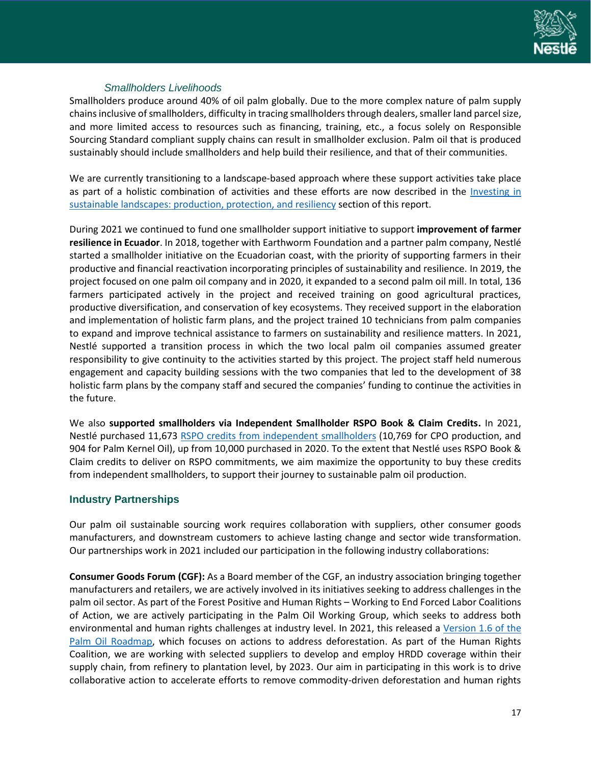### *Smallholders Livelihoods*

Smallholders produce around 40% of oil palm globally. Due to the more complex nature of palm supply chains inclusive of smallholders, difficulty in tracing smallholders through dealers, smaller land parcel size, and more limited access to resources such as financing, training, etc., a focus solely on Responsible Sourcing Standard compliant supply chains can result in smallholder exclusion. Palm oil that is produced sustainably should include smallholders and help build their resilience, and that of their communities.

We are currently transitioning to a landscape-based approach where these support activities take place as part of a holistic combination of activities and these efforts are now described in the [Investing in sustainable landscapes: production, protection, and resiliency]() section of this report.

During 2021 we continued to fund one smallholder support initiative to support **improvement of farmer resilience in Ecuador**. In 2018, together with Earthworm Foundation and a partner palm company, Nestlé started a smallholder initiative on the Ecuadorian coast, with the priority of supporting farmers in their productive and financial reactivation incorporating principles of sustainability and resilience. In 2019, the project focused on one palm oil company and in 2020, it expanded to a second palm oil mill. In total, 136 farmers participated actively in the project and received training on good agricultural practices, productive diversification, and conservation of key ecosystems. They received support in the elaboration and implementation of holistic farm plans, and the project trained 10 technicians from palm companies to expand and improve technical assistance to farmers on sustainability and resilience matters. In 2021, Nestlé supported a transition process in which the two local palm oil companies assumed greater responsibility to give continuity to the activities started by this project. The project staff held numerous engagement and capacity building sessions with the two companies that led to the development of 38 holistic farm plans by the company staff and secured the companies' funding to continue the activities in the future.

We also **supported smallholders via Independent Smallholder RSPO Book & Claim Credits.** In 2021, Nestlé purchased 11,673 [RSPO credits from independent smallholders]() (10,769 for CPO production, and 904 for Palm Kernel Oil), up from 10,000 purchased in 2020. To the extent that Nestlé uses RSPO Book & Claim credits to deliver on RSPO commitments, we aim maximize the opportunity to buy these credits from independent smallholders, to support their journey to sustainable palm oil production.

## Industry Partnerships

Our palm oil sustainable sourcing work requires collaboration with suppliers, other consumer goods manufacturers, and downstream customers to achieve lasting change and sector wide transformation. Our partnerships work in 2021 included our participation in the following industry collaborations:

**Consumer Goods Forum (CGF):** As a Board member of the CGF, an industry association bringing together manufacturers and retailers, we are actively involved in its initiatives seeking to address challenges in the palm oil sector. As part of the Forest Positive and Human Rights – Working to End Forced Labor Coalitions of Action, we are actively participating in the Palm Oil Working Group, which seeks to address both environmental and human rights challenges at industry level. In 2021, this released a [Version 1.6 of the Palm Oil Roadmap](), which focuses on actions to address deforestation. As part of the Human Rights Coalition, we are working with selected suppliers to develop and employ HRDD coverage within their supply chain, from refinery to plantation level, by 2023. Our aim in participating in this work is to drive collaborative action to accelerate efforts to remove commodity-driven deforestation and human rights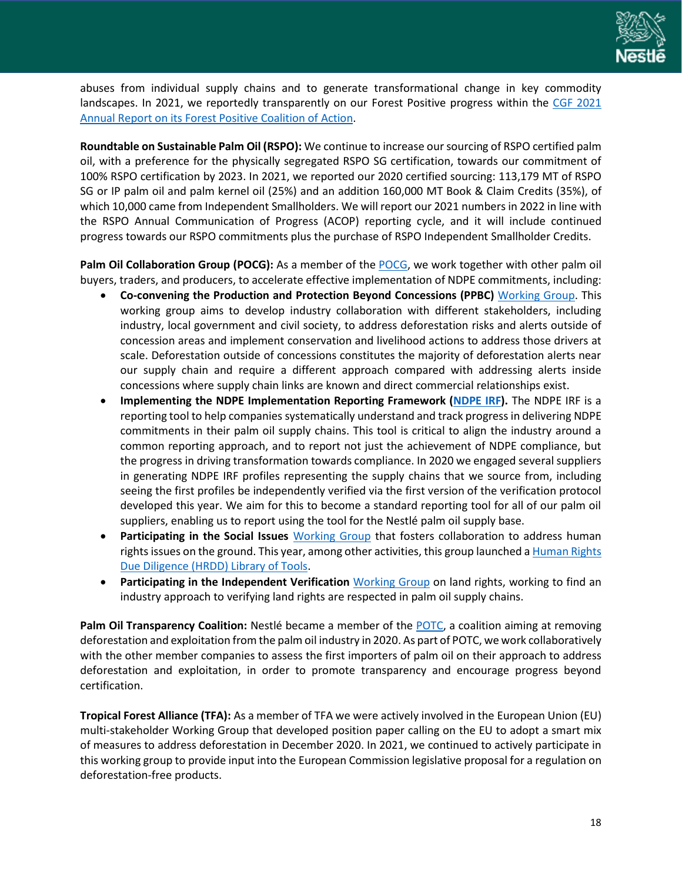abuses from individual supply chains and to generate transformational change in key commodity landscapes. In 2021, we reportedly transparently on our Forest Positive progress within the [CGF 2021 Annual Report on its Forest Positive Coalition of Action](CGF 2021 Annual Report on its Forest Positive Coalition of Action).

**Roundtable on Sustainable Palm Oil (RSPO):** We continue to increase our sourcing of RSPO certified palm oil, with a preference for the physically segregated RSPO SG certification, towards our commitment of 100% RSPO certification by 2023. In 2021, we reported our 2020 certified sourcing: 113,179 MT of RSPO SG or IP palm oil and palm kernel oil (25%) and an addition 160,000 MT Book & Claim Credits (35%), of which 10,000 came from Independent Smallholders. We will report our 2021 numbers in 2022 in line with the RSPO Annual Communication of Progress (ACOP) reporting cycle, and it will include continued progress towards our RSPO commitments plus the purchase of RSPO Independent Smallholder Credits.

**Palm Oil Collaboration Group (POCG):** As a member of the POCG, we work together with other palm oil buyers, traders, and producers, to accelerate effective implementation of NDPE commitments, including:

- **Co-convening the Production and Protection Beyond Concessions (PPBC)** Working Group. This working group aims to develop industry collaboration with different stakeholders, including industry, local government and civil society, to address deforestation risks and alerts outside of concession areas and implement conservation and livelihood actions to address those drivers at scale. Deforestation outside of concessions constitutes the majority of deforestation alerts near our supply chain and require a different approach compared with addressing alerts inside concessions where supply chain links are known and direct commercial relationships exist.
- **Implementing the NDPE Implementation Reporting Framework (NDPE IRF).** The NDPE IRF is a reporting tool to help companies systematically understand and track progress in delivering NDPE commitments in their palm oil supply chains. This tool is critical to align the industry around a common reporting approach, and to report not just the achievement of NDPE compliance, but the progress in driving transformation towards compliance. In 2020 we engaged several suppliers in generating NDPE IRF profiles representing the supply chains that we source from, including seeing the first profiles be independently verified via the first version of the verification protocol developed this year. We aim for this to become a standard reporting tool for all of our palm oil suppliers, enabling us to report using the tool for the Nestlé palm oil supply base.
- **Participating in the Social Issues** Working Group that fosters collaboration to address human rights issues on the ground. This year, among other activities, this group launched a Human Rights Due Diligence (HRDD) Library of Tools.
- **Participating in the Independent Verification** Working Group on land rights, working to find an industry approach to verifying land rights are respected in palm oil supply chains.

**Palm Oil Transparency Coalition:** Nestlé became a member of the POTC, a coalition aiming at removing deforestation and exploitation from the palm oil industry in 2020. As part of POTC, we work collaboratively with the other member companies to assess the first importers of palm oil on their approach to address deforestation and exploitation, in order to promote transparency and encourage progress beyond certification.

**Tropical Forest Alliance (TFA):** As a member of TFA we were actively involved in the European Union (EU) multi-stakeholder Working Group that developed position paper calling on the EU to adopt a smart mix of measures to address deforestation in December 2020. In 2021, we continued to actively participate in this working group to provide input into the European Commission legislative proposal for a regulation on deforestation-free products.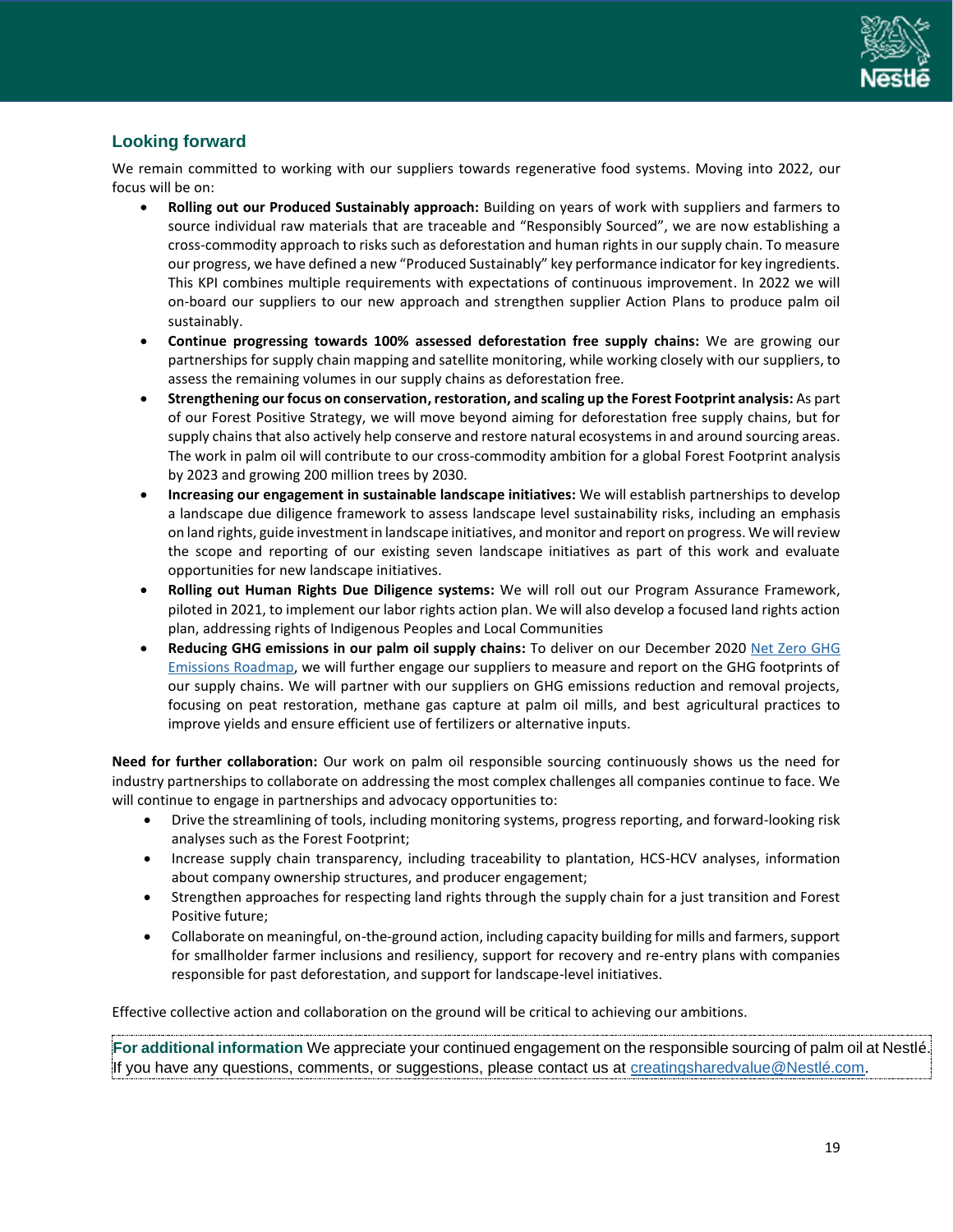## Looking forward

We remain committed to working with our suppliers towards regenerative food systems. Moving into 2022, our focus will be on:

- **Rolling out our Produced Sustainably approach:** Building on years of work with suppliers and farmers to source individual raw materials that are traceable and "Responsibly Sourced", we are now establishing a cross-commodity approach to risks such as deforestation and human rights in our supply chain. To measure our progress, we have defined a new "Produced Sustainably" key performance indicator for key ingredients. This KPI combines multiple requirements with expectations of continuous improvement. In 2022 we will on-board our suppliers to our new approach and strengthen supplier Action Plans to produce palm oil sustainably.
- **Continue progressing towards 100% assessed deforestation free supply chains:** We are growing our partnerships for supply chain mapping and satellite monitoring, while working closely with our suppliers, to assess the remaining volumes in our supply chains as deforestation free.
- **Strengthening our focus on conservation, restoration, and scaling up the Forest Footprint analysis:** As part of our Forest Positive Strategy, we will move beyond aiming for deforestation free supply chains, but for supply chains that also actively help conserve and restore natural ecosystems in and around sourcing areas. The work in palm oil will contribute to our cross-commodity ambition for a global Forest Footprint analysis by 2023 and growing 200 million trees by 2030.
- **Increasing our engagement in sustainable landscape initiatives:** We will establish partnerships to develop a landscape due diligence framework to assess landscape level sustainability risks, including an emphasis on land rights, guide investment in landscape initiatives, and monitor and report on progress. We will review the scope and reporting of our existing seven landscape initiatives as part of this work and evaluate opportunities for new landscape initiatives.
- **Rolling out Human Rights Due Diligence systems:** We will roll out our Program Assurance Framework, piloted in 2021, to implement our labor rights action plan. We will also develop a focused land rights action plan, addressing rights of Indigenous Peoples and Local Communities
- **Reducing GHG emissions in our palm oil supply chains:** To deliver on our December 2020 Net Zero GHG Emissions Roadmap, we will further engage our suppliers to measure and report on the GHG footprints of our supply chains. We will partner with our suppliers on GHG emissions reduction and removal projects, focusing on peat restoration, methane gas capture at palm oil mills, and best agricultural practices to improve yields and ensure efficient use of fertilizers or alternative inputs.

**Need for further collaboration:** Our work on palm oil responsible sourcing continuously shows us the need for industry partnerships to collaborate on addressing the most complex challenges all companies continue to face. We will continue to engage in partnerships and advocacy opportunities to:

- Drive the streamlining of tools, including monitoring systems, progress reporting, and forward-looking risk analyses such as the Forest Footprint;
- Increase supply chain transparency, including traceability to plantation, HCS-HCV analyses, information about company ownership structures, and producer engagement;
- Strengthen approaches for respecting land rights through the supply chain for a just transition and Forest Positive future;
- Collaborate on meaningful, on-the-ground action, including capacity building for mills and farmers, support for smallholder farmer inclusions and resiliency, support for recovery and re-entry plans with companies responsible for past deforestation, and support for landscape-level initiatives.

Effective collective action and collaboration on the ground will be critical to achieving our ambitions.

**For additional information** We appreciate your continued engagement on the responsible sourcing of palm oil at Nestlé. If you have any questions, comments, or suggestions, please contact us at creatingsharedvalue@Nestlé.com.